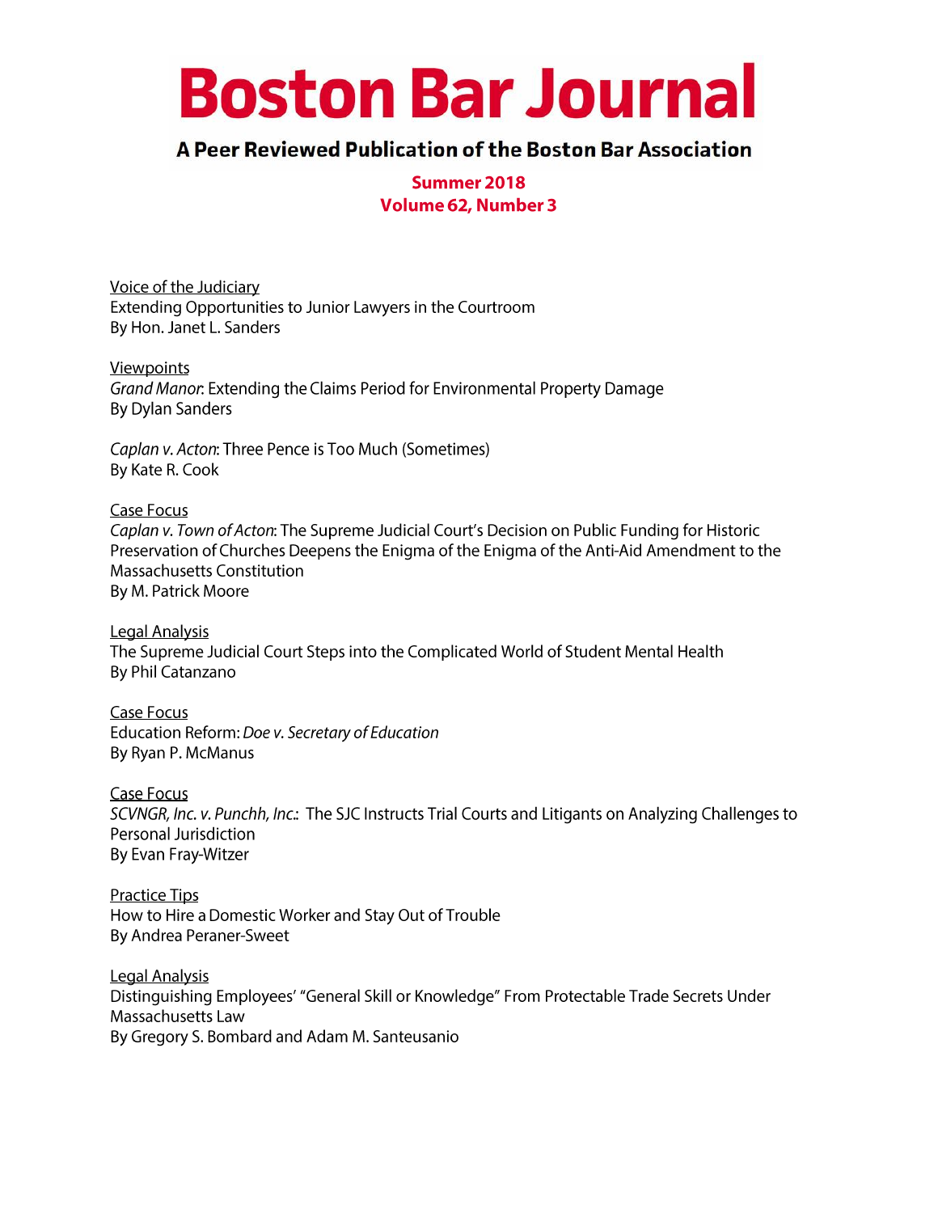# Boston Bar Journal

## A Peer Reviewed Publication of the Boston Bar Association

**Summer 2018**
**Volume 62, Number 3**

Voice of the Judiciary
Extending Opportunities to Junior Lawyers in the Courtroom
By Hon. Janet L. Sanders

Viewpoints
*Grand Manor*: Extending the Claims Period for Environmental Property Damage
By Dylan Sanders

*Caplan v. Acton*: Three Pence is Too Much (Sometimes)
By Kate R. Cook

Case Focus
*Caplan v. Town of Acton*: The Supreme Judicial Court's Decision on Public Funding for Historic Preservation of Churches Deepens the Enigma of the Enigma of the Anti-Aid Amendment to the Massachusetts Constitution
By M. Patrick Moore

Legal Analysis
The Supreme Judicial Court Steps into the Complicated World of Student Mental Health
By Phil Catanzano

Case Focus
Education Reform: *Doe v. Secretary of Education*
By Ryan P. McManus

Case Focus
*SCVNGR, Inc. v. Punchh, Inc.*: The SJC Instructs Trial Courts and Litigants on Analyzing Challenges to Personal Jurisdiction
By Evan Fray-Witzer

Practice Tips
How to Hire a Domestic Worker and Stay Out of Trouble
By Andrea Peraner-Sweet

Legal Analysis
Distinguishing Employees' "General Skill or Knowledge" From Protectable Trade Secrets Under Massachusetts Law
By Gregory S. Bombard and Adam M. Santeusanio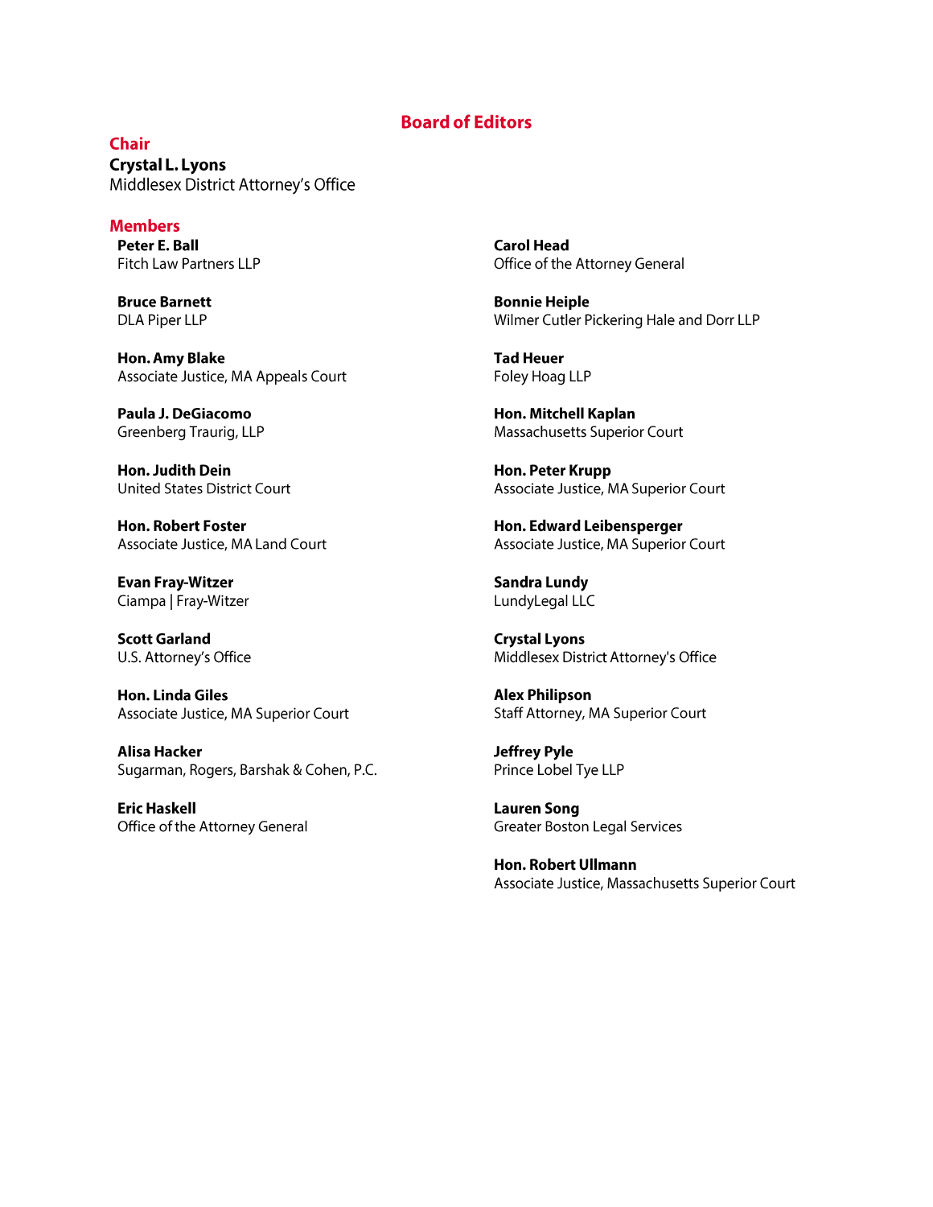# Board of Editors

## Chair

**Crystal L. Lyons**
Middlesex District Attorney's Office

## Members

**Peter E. Ball**
Fitch Law Partners LLP

**Bruce Barnett**
DLA Piper LLP

**Hon. Amy Blake**
Associate Justice, MA Appeals Court

**Paula J. DeGiacomo**
Greenberg Traurig, LLP

**Hon. Judith Dein**
United States District Court

**Hon. Robert Foster**
Associate Justice, MA Land Court

**Evan Fray-Witzer**
Ciampa | Fray-Witzer

**Scott Garland**
U.S. Attorney's Office

**Hon. Linda Giles**
Associate Justice, MA Superior Court

**Alisa Hacker**
Sugarman, Rogers, Barshak & Cohen, P.C.

**Eric Haskell**
Office of the Attorney General

**Carol Head**
Office of the Attorney General

**Bonnie Heiple**
Wilmer Cutler Pickering Hale and Dorr LLP

**Tad Heuer**
Foley Hoag LLP

**Hon. Mitchell Kaplan**
Massachusetts Superior Court

**Hon. Peter Krupp**
Associate Justice, MA Superior Court

**Hon. Edward Leibensperger**
Associate Justice, MA Superior Court

**Sandra Lundy**
LundyLegal LLC

**Crystal Lyons**
Middlesex District Attorney's Office

**Alex Philipson**
Staff Attorney, MA Superior Court

**Jeffrey Pyle**
Prince Lobel Tye LLP

**Lauren Song**
Greater Boston Legal Services

**Hon. Robert Ullmann**
Associate Justice, Massachusetts Superior Court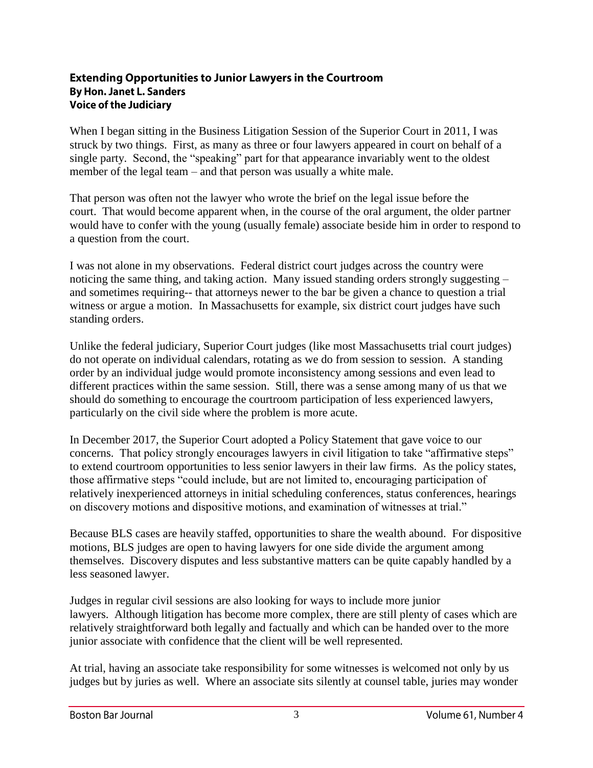## Extending Opportunities to Junior Lawyers in the Courtroom

**By Hon. Janet L. Sanders**
**Voice of the Judiciary**

When I began sitting in the Business Litigation Session of the Superior Court in 2011, I was struck by two things. First, as many as three or four lawyers appeared in court on behalf of a single party. Second, the "speaking" part for that appearance invariably went to the oldest member of the legal team – and that person was usually a white male.

That person was often not the lawyer who wrote the brief on the legal issue before the court. That would become apparent when, in the course of the oral argument, the older partner would have to confer with the young (usually female) associate beside him in order to respond to a question from the court.

I was not alone in my observations. Federal district court judges across the country were noticing the same thing, and taking action. Many issued standing orders strongly suggesting – and sometimes requiring-- that attorneys newer to the bar be given a chance to question a trial witness or argue a motion. In Massachusetts for example, six district court judges have such standing orders.

Unlike the federal judiciary, Superior Court judges (like most Massachusetts trial court judges) do not operate on individual calendars, rotating as we do from session to session. A standing order by an individual judge would promote inconsistency among sessions and even lead to different practices within the same session. Still, there was a sense among many of us that we should do something to encourage the courtroom participation of less experienced lawyers, particularly on the civil side where the problem is more acute.

In December 2017, the Superior Court adopted a Policy Statement that gave voice to our concerns. That policy strongly encourages lawyers in civil litigation to take "affirmative steps" to extend courtroom opportunities to less senior lawyers in their law firms. As the policy states, those affirmative steps "could include, but are not limited to, encouraging participation of relatively inexperienced attorneys in initial scheduling conferences, status conferences, hearings on discovery motions and dispositive motions, and examination of witnesses at trial."

Because BLS cases are heavily staffed, opportunities to share the wealth abound. For dispositive motions, BLS judges are open to having lawyers for one side divide the argument among themselves. Discovery disputes and less substantive matters can be quite capably handled by a less seasoned lawyer.

Judges in regular civil sessions are also looking for ways to include more junior lawyers. Although litigation has become more complex, there are still plenty of cases which are relatively straightforward both legally and factually and which can be handed over to the more junior associate with confidence that the client will be well represented.

At trial, having an associate take responsibility for some witnesses is welcomed not only by us judges but by juries as well. Where an associate sits silently at counsel table, juries may wonder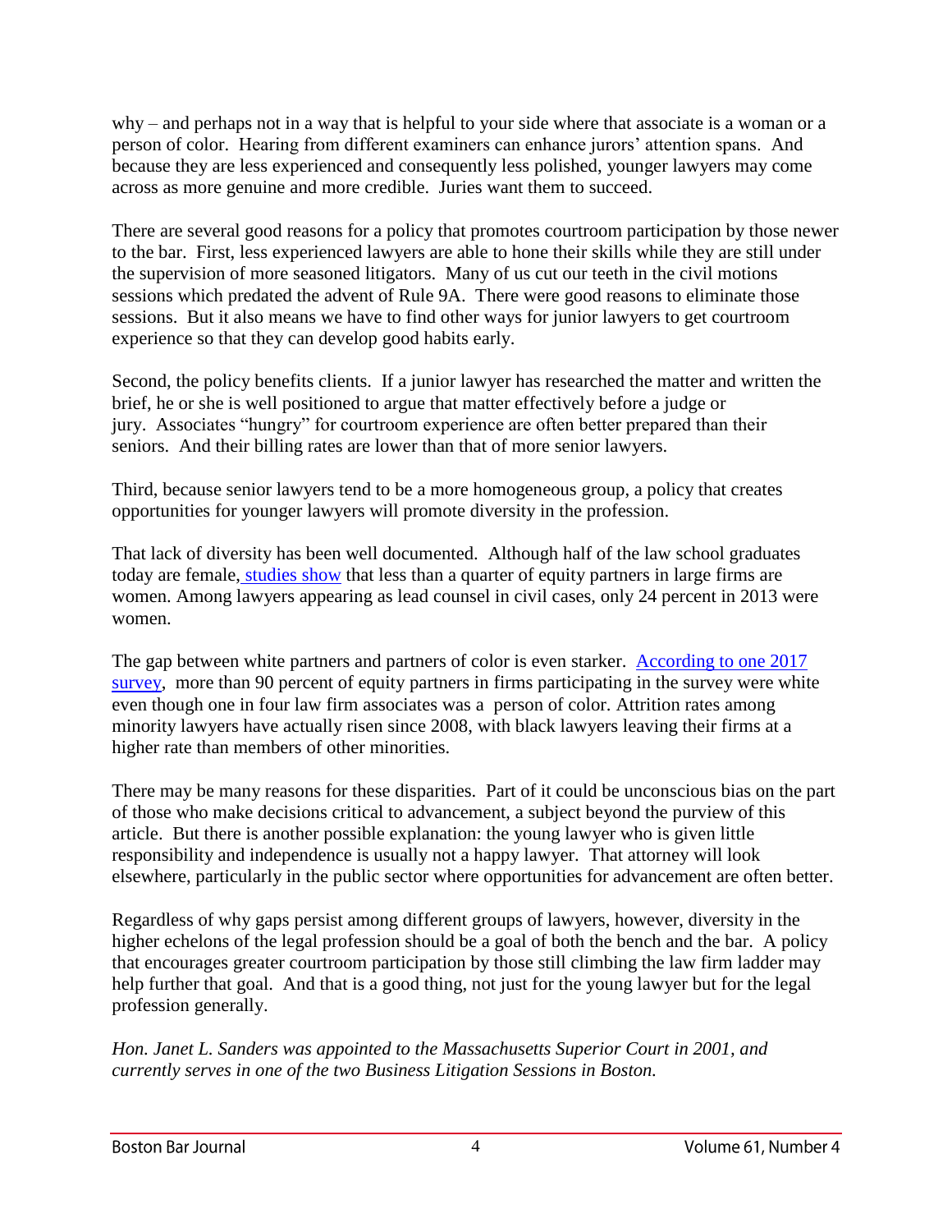why – and perhaps not in a way that is helpful to your side where that associate is a woman or a person of color. Hearing from different examiners can enhance jurors' attention spans. And because they are less experienced and consequently less polished, younger lawyers may come across as more genuine and more credible. Juries want them to succeed.

There are several good reasons for a policy that promotes courtroom participation by those newer to the bar. First, less experienced lawyers are able to hone their skills while they are still under the supervision of more seasoned litigators. Many of us cut our teeth in the civil motions sessions which predated the advent of Rule 9A. There were good reasons to eliminate those sessions. But it also means we have to find other ways for junior lawyers to get courtroom experience so that they can develop good habits early.

Second, the policy benefits clients. If a junior lawyer has researched the matter and written the brief, he or she is well positioned to argue that matter effectively before a judge or jury. Associates "hungry" for courtroom experience are often better prepared than their seniors. And their billing rates are lower than that of more senior lawyers.

Third, because senior lawyers tend to be a more homogeneous group, a policy that creates opportunities for younger lawyers will promote diversity in the profession.

That lack of diversity has been well documented. Although half of the law school graduates today are female, studies show that less than a quarter of equity partners in large firms are women. Among lawyers appearing as lead counsel in civil cases, only 24 percent in 2013 were women.

The gap between white partners and partners of color is even starker. According to one 2017 survey, more than 90 percent of equity partners in firms participating in the survey were white even though one in four law firm associates was a person of color. Attrition rates among minority lawyers have actually risen since 2008, with black lawyers leaving their firms at a higher rate than members of other minorities.

There may be many reasons for these disparities. Part of it could be unconscious bias on the part of those who make decisions critical to advancement, a subject beyond the purview of this article. But there is another possible explanation: the young lawyer who is given little responsibility and independence is usually not a happy lawyer. That attorney will look elsewhere, particularly in the public sector where opportunities for advancement are often better.

Regardless of why gaps persist among different groups of lawyers, however, diversity in the higher echelons of the legal profession should be a goal of both the bench and the bar. A policy that encourages greater courtroom participation by those still climbing the law firm ladder may help further that goal. And that is a good thing, not just for the young lawyer but for the legal profession generally.

*Hon. Janet L. Sanders was appointed to the Massachusetts Superior Court in 2001, and currently serves in one of the two Business Litigation Sessions in Boston.*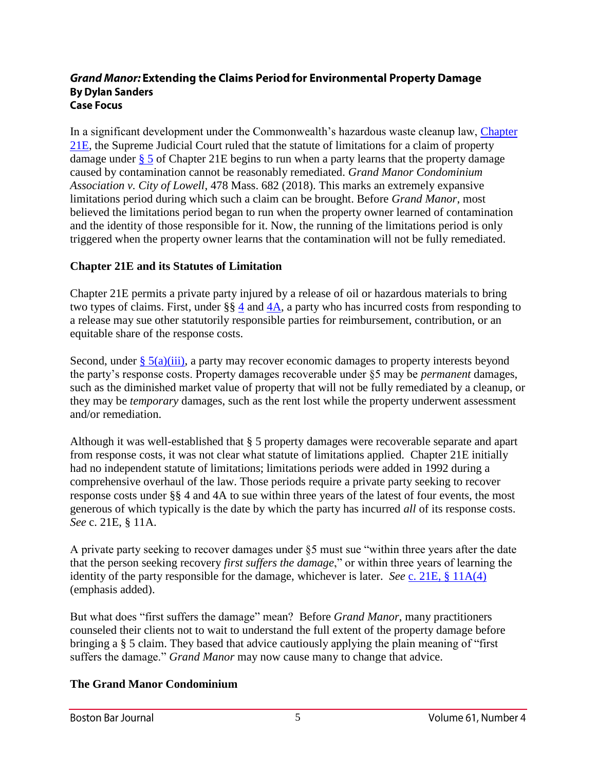### *Grand Manor:* Extending the Claims Period for Environmental Property Damage
**By Dylan Sanders**
**Case Focus**

In a significant development under the Commonwealth's hazardous waste cleanup law, Chapter 21E, the Supreme Judicial Court ruled that the statute of limitations for a claim of property damage under § 5 of Chapter 21E begins to run when a party learns that the property damage caused by contamination cannot be reasonably remediated. *Grand Manor Condominium Association v. City of Lowell*, 478 Mass. 682 (2018). This marks an extremely expansive limitations period during which such a claim can be brought. Before *Grand Manor*, most believed the limitations period began to run when the property owner learned of contamination and the identity of those responsible for it. Now, the running of the limitations period is only triggered when the property owner learns that the contamination will not be fully remediated.

**Chapter 21E and its Statutes of Limitation**

Chapter 21E permits a private party injured by a release of oil or hazardous materials to bring two types of claims. First, under §§ 4 and 4A, a party who has incurred costs from responding to a release may sue other statutorily responsible parties for reimbursement, contribution, or an equitable share of the response costs.

Second, under § 5(a)(iii), a party may recover economic damages to property interests beyond the party's response costs. Property damages recoverable under §5 may be *permanent* damages, such as the diminished market value of property that will not be fully remediated by a cleanup, or they may be *temporary* damages, such as the rent lost while the property underwent assessment and/or remediation.

Although it was well-established that § 5 property damages were recoverable separate and apart from response costs, it was not clear what statute of limitations applied. Chapter 21E initially had no independent statute of limitations; limitations periods were added in 1992 during a comprehensive overhaul of the law. Those periods require a private party seeking to recover response costs under §§ 4 and 4A to sue within three years of the latest of four events, the most generous of which typically is the date by which the party has incurred *all* of its response costs. *See* c. 21E, § 11A.

A private party seeking to recover damages under §5 must sue "within three years after the date that the person seeking recovery *first suffers the damage*," or within three years of learning the identity of the party responsible for the damage, whichever is later. *See* c. 21E, § 11A(4) (emphasis added).

But what does "first suffers the damage" mean? Before *Grand Manor*, many practitioners counseled their clients not to wait to understand the full extent of the property damage before bringing a § 5 claim. They based that advice cautiously applying the plain meaning of "first suffers the damage." *Grand Manor* may now cause many to change that advice.

**The Grand Manor Condominium**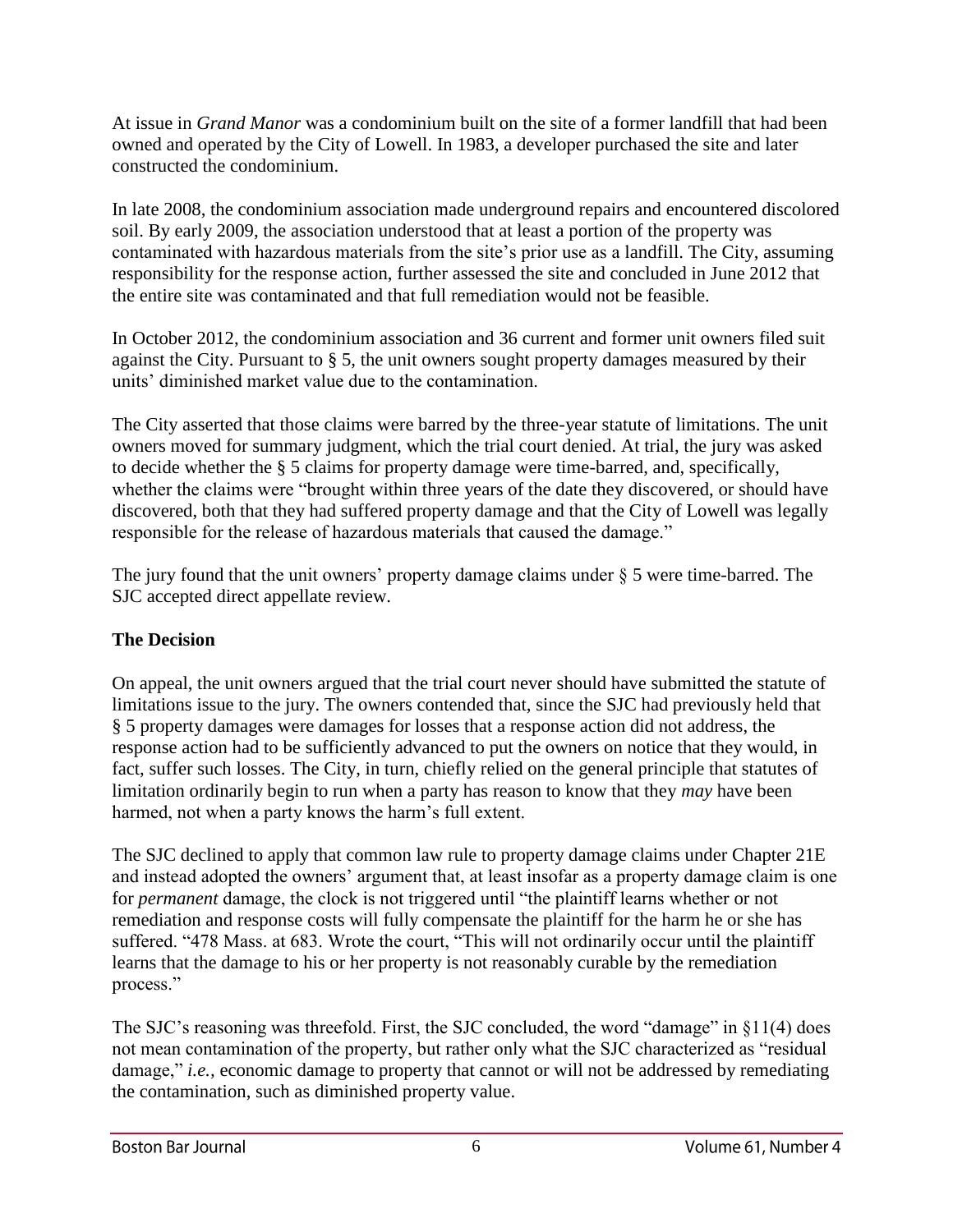At issue in *Grand Manor* was a condominium built on the site of a former landfill that had been owned and operated by the City of Lowell. In 1983, a developer purchased the site and later constructed the condominium.

In late 2008, the condominium association made underground repairs and encountered discolored soil. By early 2009, the association understood that at least a portion of the property was contaminated with hazardous materials from the site's prior use as a landfill. The City, assuming responsibility for the response action, further assessed the site and concluded in June 2012 that the entire site was contaminated and that full remediation would not be feasible.

In October 2012, the condominium association and 36 current and former unit owners filed suit against the City. Pursuant to § 5, the unit owners sought property damages measured by their units' diminished market value due to the contamination.

The City asserted that those claims were barred by the three-year statute of limitations. The unit owners moved for summary judgment, which the trial court denied. At trial, the jury was asked to decide whether the § 5 claims for property damage were time-barred, and, specifically, whether the claims were "brought within three years of the date they discovered, or should have discovered, both that they had suffered property damage and that the City of Lowell was legally responsible for the release of hazardous materials that caused the damage."

The jury found that the unit owners' property damage claims under § 5 were time-barred. The SJC accepted direct appellate review.

## The Decision

On appeal, the unit owners argued that the trial court never should have submitted the statute of limitations issue to the jury. The owners contended that, since the SJC had previously held that § 5 property damages were damages for losses that a response action did not address, the response action had to be sufficiently advanced to put the owners on notice that they would, in fact, suffer such losses. The City, in turn, chiefly relied on the general principle that statutes of limitation ordinarily begin to run when a party has reason to know that they *may* have been harmed, not when a party knows the harm's full extent.

The SJC declined to apply that common law rule to property damage claims under Chapter 21E and instead adopted the owners' argument that, at least insofar as a property damage claim is one for *permanent* damage, the clock is not triggered until "the plaintiff learns whether or not remediation and response costs will fully compensate the plaintiff for the harm he or she has suffered. "478 Mass. at 683. Wrote the court, "This will not ordinarily occur until the plaintiff learns that the damage to his or her property is not reasonably curable by the remediation process."

The SJC's reasoning was threefold. First, the SJC concluded, the word "damage" in §11(4) does not mean contamination of the property, but rather only what the SJC characterized as "residual damage," *i.e.*, economic damage to property that cannot or will not be addressed by remediating the contamination, such as diminished property value.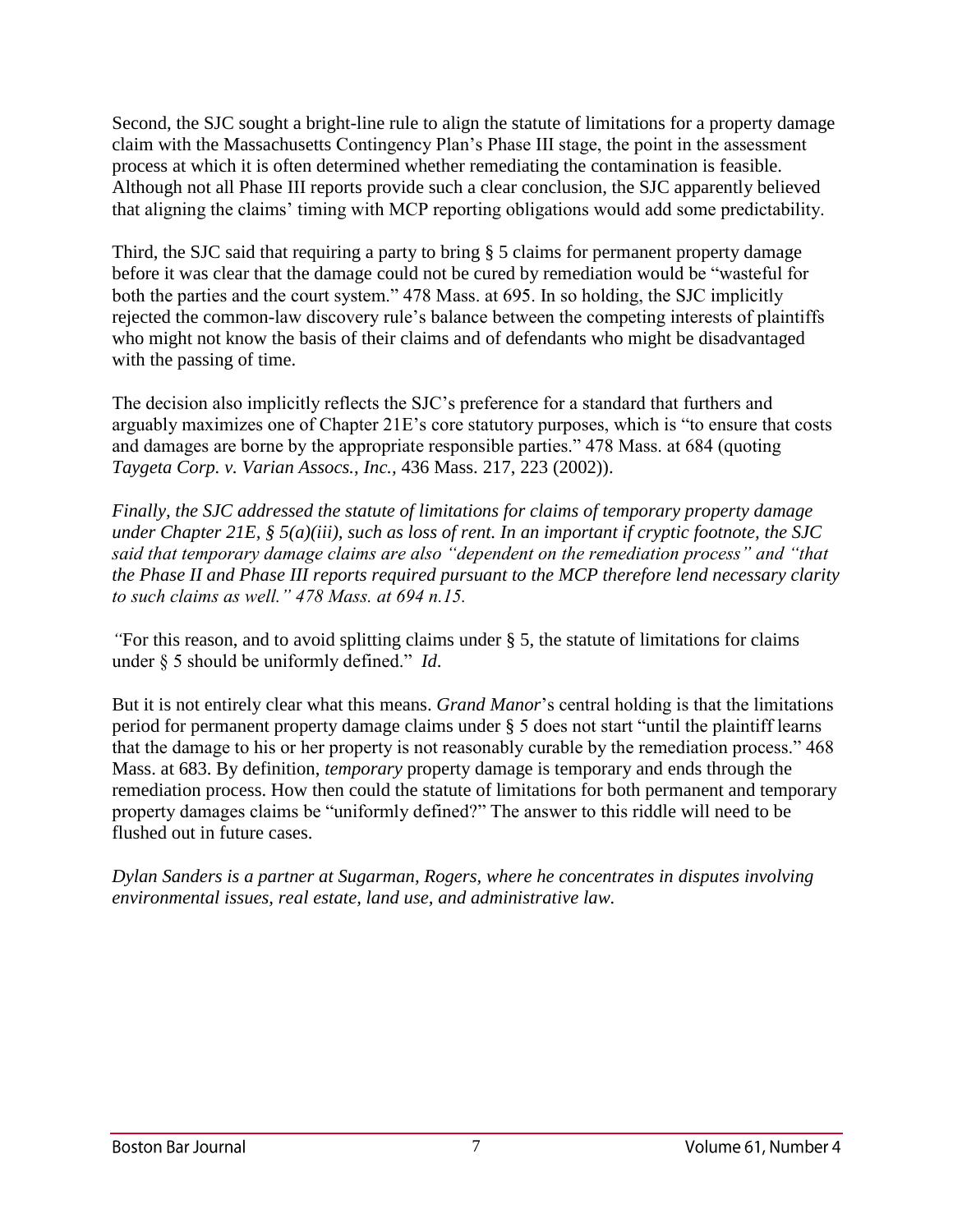Second, the SJC sought a bright-line rule to align the statute of limitations for a property damage claim with the Massachusetts Contingency Plan's Phase III stage, the point in the assessment process at which it is often determined whether remediating the contamination is feasible. Although not all Phase III reports provide such a clear conclusion, the SJC apparently believed that aligning the claims' timing with MCP reporting obligations would add some predictability.

Third, the SJC said that requiring a party to bring § 5 claims for permanent property damage before it was clear that the damage could not be cured by remediation would be "wasteful for both the parties and the court system." 478 Mass. at 695. In so holding, the SJC implicitly rejected the common-law discovery rule's balance between the competing interests of plaintiffs who might not know the basis of their claims and of defendants who might be disadvantaged with the passing of time.

The decision also implicitly reflects the SJC's preference for a standard that furthers and arguably maximizes one of Chapter 21E's core statutory purposes, which is "to ensure that costs and damages are borne by the appropriate responsible parties." 478 Mass. at 684 (quoting *Taygeta Corp. v. Varian Assocs., Inc.,* 436 Mass. 217, 223 (2002)).

*Finally, the SJC addressed the statute of limitations for claims of temporary property damage under Chapter 21E, § 5(a)(iii), such as loss of rent. In an important if cryptic footnote, the SJC said that temporary damage claims are also "dependent on the remediation process" and "that the Phase II and Phase III reports required pursuant to the MCP therefore lend necessary clarity to such claims as well." 478 Mass. at 694 n.15.*

"For this reason, and to avoid splitting claims under § 5, the statute of limitations for claims under § 5 should be uniformly defined." *Id.*

But it is not entirely clear what this means. *Grand Manor*'s central holding is that the limitations period for permanent property damage claims under § 5 does not start "until the plaintiff learns that the damage to his or her property is not reasonably curable by the remediation process." 468 Mass. at 683. By definition, *temporary* property damage is temporary and ends through the remediation process. How then could the statute of limitations for both permanent and temporary property damages claims be "uniformly defined?" The answer to this riddle will need to be flushed out in future cases.

*Dylan Sanders is a partner at Sugarman, Rogers, where he concentrates in disputes involving environmental issues, real estate, land use, and administrative law.*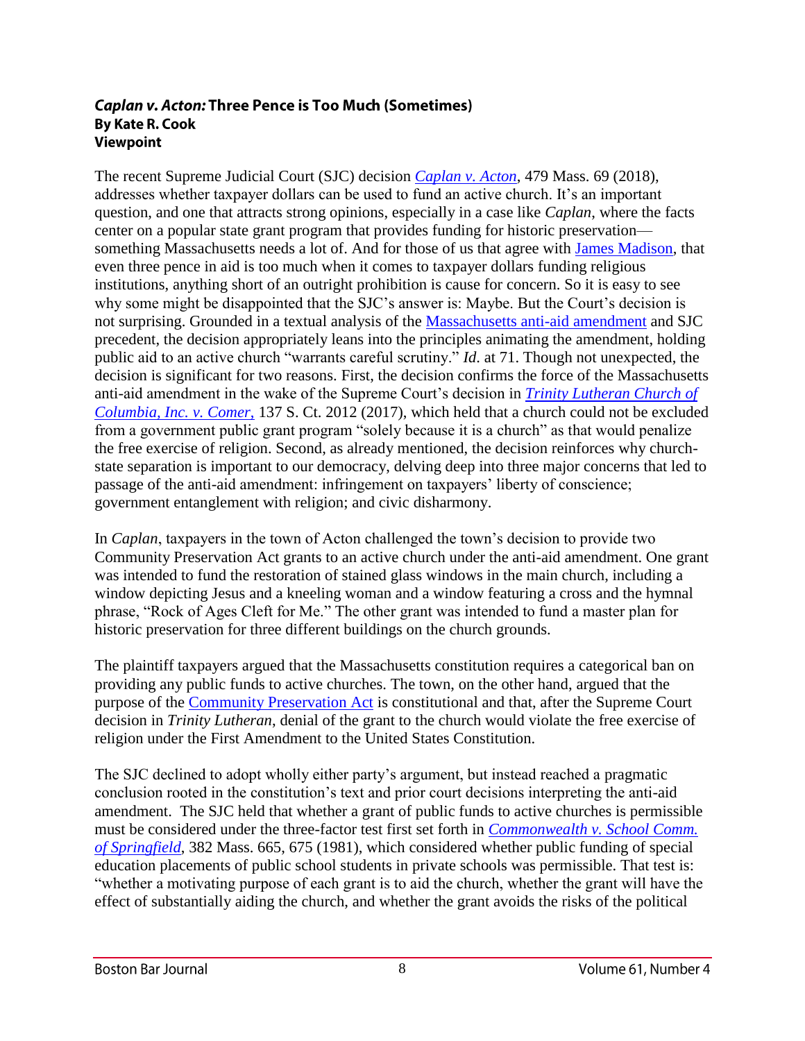### *Caplan v. Acton:* Three Pence is Too Much (Sometimes)
**By Kate R. Cook**
**Viewpoint**

The recent Supreme Judicial Court (SJC) decision *Caplan v. Acton*, 479 Mass. 69 (2018), addresses whether taxpayer dollars can be used to fund an active church. It's an important question, and one that attracts strong opinions, especially in a case like *Caplan*, where the facts center on a popular state grant program that provides funding for historic preservation—something Massachusetts needs a lot of. And for those of us that agree with James Madison, that even three pence in aid is too much when it comes to taxpayer dollars funding religious institutions, anything short of an outright prohibition is cause for concern. So it is easy to see why some might be disappointed that the SJC's answer is: Maybe. But the Court's decision is not surprising. Grounded in a textual analysis of the Massachusetts anti-aid amendment and SJC precedent, the decision appropriately leans into the principles animating the amendment, holding public aid to an active church "warrants careful scrutiny." *Id.* at 71. Though not unexpected, the decision is significant for two reasons. First, the decision confirms the force of the Massachusetts anti-aid amendment in the wake of the Supreme Court's decision in *Trinity Lutheran Church of Columbia, Inc. v. Comer,* 137 S. Ct. 2012 (2017), which held that a church could not be excluded from a government public grant program "solely because it is a church" as that would penalize the free exercise of religion. Second, as already mentioned, the decision reinforces why church-state separation is important to our democracy, delving deep into three major concerns that led to passage of the anti-aid amendment: infringement on taxpayers' liberty of conscience; government entanglement with religion; and civic disharmony.

In *Caplan*, taxpayers in the town of Acton challenged the town's decision to provide two Community Preservation Act grants to an active church under the anti-aid amendment. One grant was intended to fund the restoration of stained glass windows in the main church, including a window depicting Jesus and a kneeling woman and a window featuring a cross and the hymnal phrase, "Rock of Ages Cleft for Me." The other grant was intended to fund a master plan for historic preservation for three different buildings on the church grounds.

The plaintiff taxpayers argued that the Massachusetts constitution requires a categorical ban on providing any public funds to active churches. The town, on the other hand, argued that the purpose of the Community Preservation Act is constitutional and that, after the Supreme Court decision in *Trinity Lutheran*, denial of the grant to the church would violate the free exercise of religion under the First Amendment to the United States Constitution.

The SJC declined to adopt wholly either party's argument, but instead reached a pragmatic conclusion rooted in the constitution's text and prior court decisions interpreting the anti-aid amendment. The SJC held that whether a grant of public funds to active churches is permissible must be considered under the three-factor test first set forth in *Commonwealth v. School Comm. of Springfield*, 382 Mass. 665, 675 (1981), which considered whether public funding of special education placements of public school students in private schools was permissible. That test is: "whether a motivating purpose of each grant is to aid the church, whether the grant will have the effect of substantially aiding the church, and whether the grant avoids the risks of the political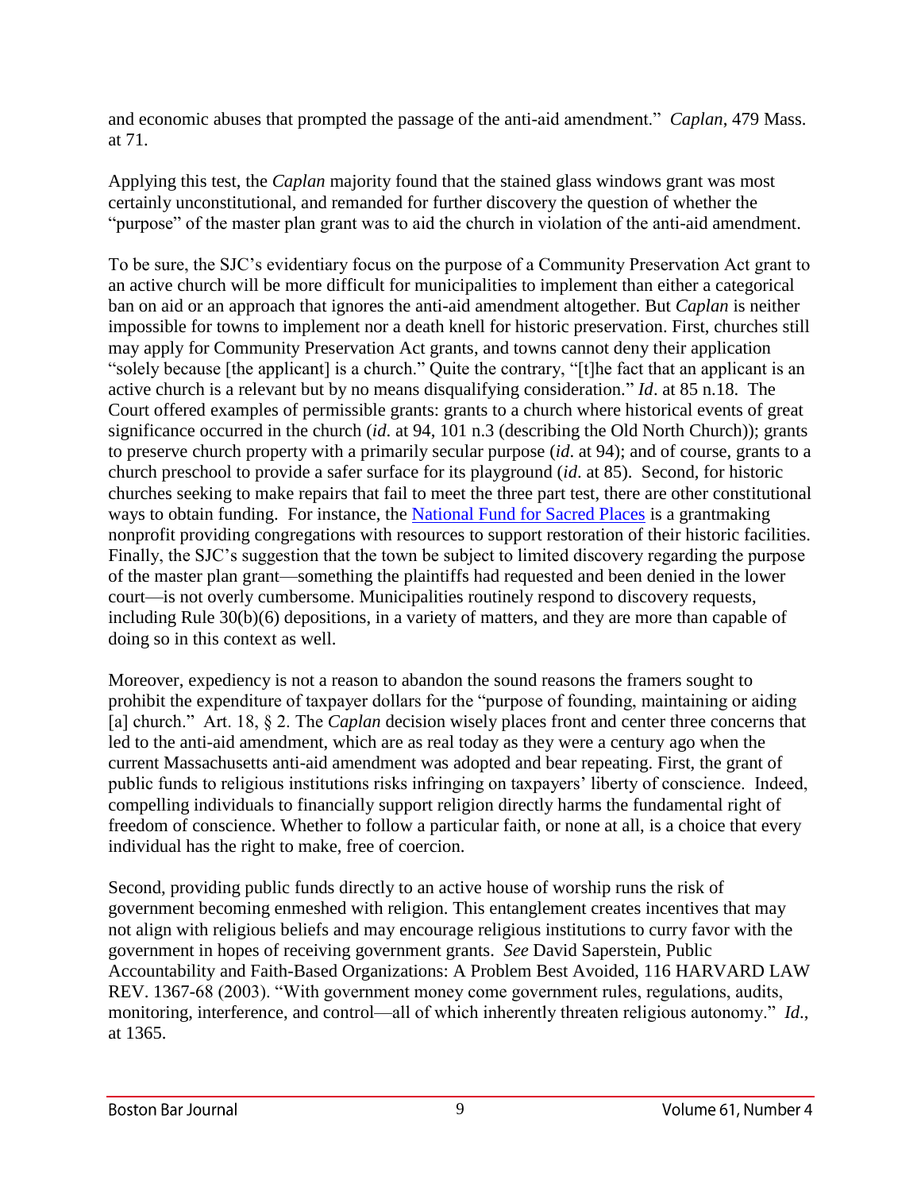and economic abuses that prompted the passage of the anti-aid amendment." *Caplan*, 479 Mass. at 71.

Applying this test, the *Caplan* majority found that the stained glass windows grant was most certainly unconstitutional, and remanded for further discovery the question of whether the "purpose" of the master plan grant was to aid the church in violation of the anti-aid amendment.

To be sure, the SJC's evidentiary focus on the purpose of a Community Preservation Act grant to an active church will be more difficult for municipalities to implement than either a categorical ban on aid or an approach that ignores the anti-aid amendment altogether. But *Caplan* is neither impossible for towns to implement nor a death knell for historic preservation. First, churches still may apply for Community Preservation Act grants, and towns cannot deny their application "solely because [the applicant] is a church." Quite the contrary, "[t]he fact that an applicant is an active church is a relevant but by no means disqualifying consideration." *Id*. at 85 n.18. The Court offered examples of permissible grants: grants to a church where historical events of great significance occurred in the church (*id*. at 94, 101 n.3 (describing the Old North Church)); grants to preserve church property with a primarily secular purpose (*id*. at 94); and of course, grants to a church preschool to provide a safer surface for its playground (*id*. at 85). Second, for historic churches seeking to make repairs that fail to meet the three part test, there are other constitutional ways to obtain funding. For instance, the National Fund for Sacred Places is a grantmaking nonprofit providing congregations with resources to support restoration of their historic facilities. Finally, the SJC's suggestion that the town be subject to limited discovery regarding the purpose of the master plan grant—something the plaintiffs had requested and been denied in the lower court—is not overly cumbersome. Municipalities routinely respond to discovery requests, including Rule 30(b)(6) depositions, in a variety of matters, and they are more than capable of doing so in this context as well.

Moreover, expediency is not a reason to abandon the sound reasons the framers sought to prohibit the expenditure of taxpayer dollars for the "purpose of founding, maintaining or aiding [a] church." Art. 18, § 2. The *Caplan* decision wisely places front and center three concerns that led to the anti-aid amendment, which are as real today as they were a century ago when the current Massachusetts anti-aid amendment was adopted and bear repeating. First, the grant of public funds to religious institutions risks infringing on taxpayers' liberty of conscience. Indeed, compelling individuals to financially support religion directly harms the fundamental right of freedom of conscience. Whether to follow a particular faith, or none at all, is a choice that every individual has the right to make, free of coercion.

Second, providing public funds directly to an active house of worship runs the risk of government becoming enmeshed with religion. This entanglement creates incentives that may not align with religious beliefs and may encourage religious institutions to curry favor with the government in hopes of receiving government grants. *See* David Saperstein, Public Accountability and Faith-Based Organizations: A Problem Best Avoided, 116 HARVARD LAW REV. 1367-68 (2003). "With government money come government rules, regulations, audits, monitoring, interference, and control—all of which inherently threaten religious autonomy." *Id*., at 1365.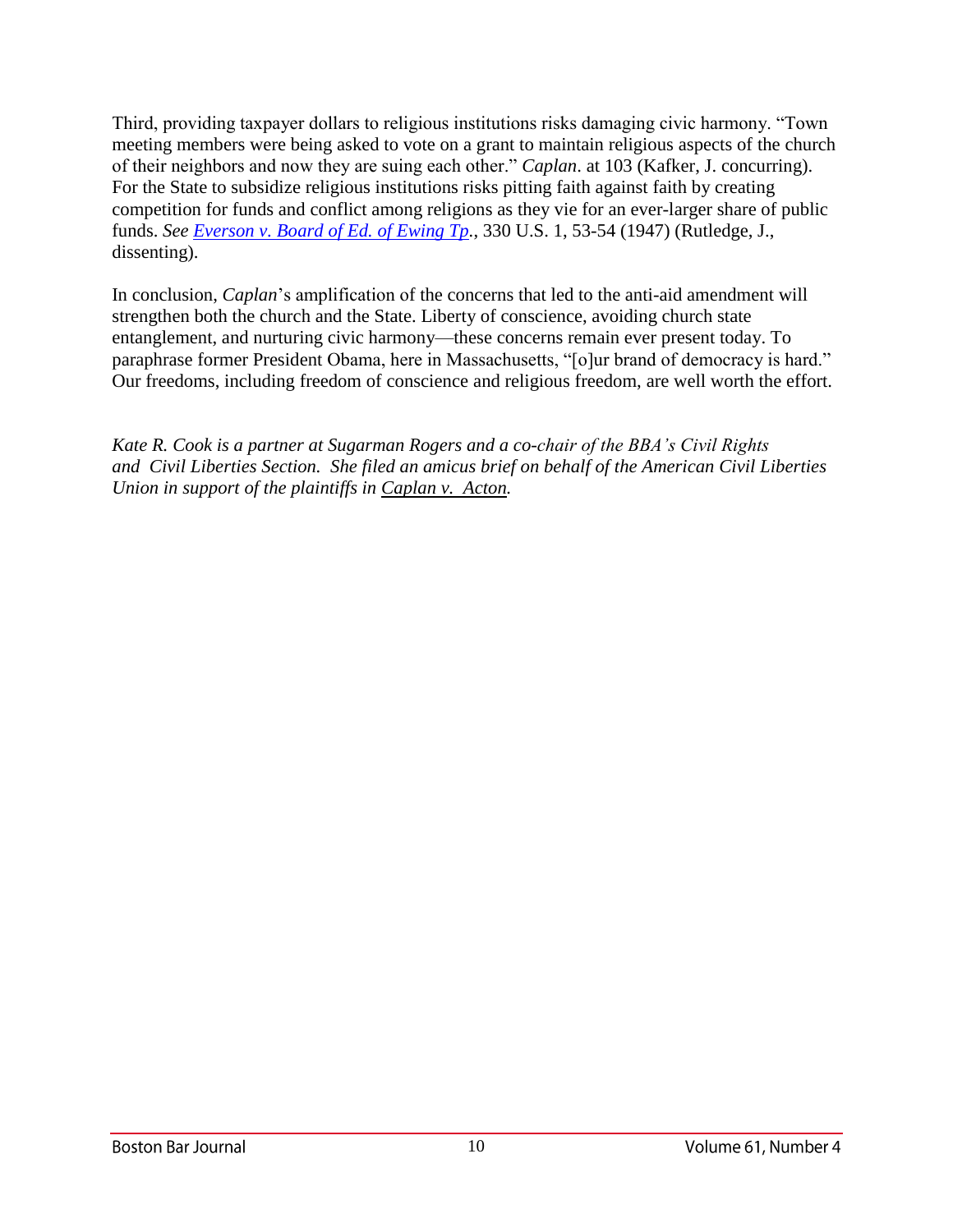Third, providing taxpayer dollars to religious institutions risks damaging civic harmony. "Town meeting members were being asked to vote on a grant to maintain religious aspects of the church of their neighbors and now they are suing each other." *Caplan*. at 103 (Kafker, J. concurring). For the State to subsidize religious institutions risks pitting faith against faith by creating competition for funds and conflict among religions as they vie for an ever-larger share of public funds. *See [Everson v. Board of Ed. of Ewing Tp](#).*, 330 U.S. 1, 53-54 (1947) (Rutledge, J., dissenting).

In conclusion, *Caplan*'s amplification of the concerns that led to the anti-aid amendment will strengthen both the church and the State. Liberty of conscience, avoiding church state entanglement, and nurturing civic harmony—these concerns remain ever present today. To paraphrase former President Obama, here in Massachusetts, "[o]ur brand of democracy is hard." Our freedoms, including freedom of conscience and religious freedom, are well worth the effort.

*Kate R. Cook is a partner at Sugarman Rogers and a co-chair of the BBA's Civil Rights and Civil Liberties Section. She filed an amicus brief on behalf of the American Civil Liberties Union in support of the plaintiffs in Caplan v. Acton.*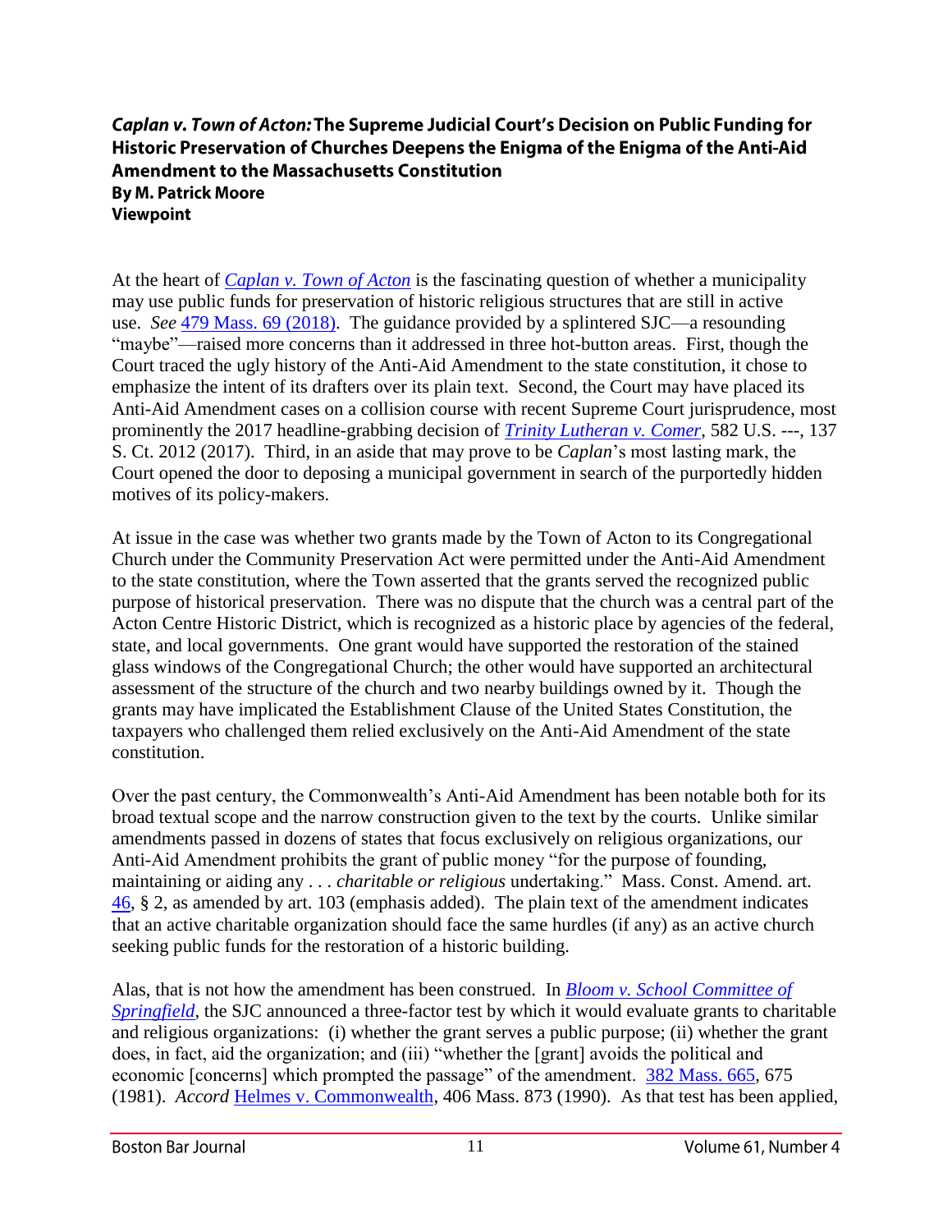***Caplan v. Town of Acton:*** **The Supreme Judicial Court's Decision on Public Funding for Historic Preservation of Churches Deepens the Enigma of the Enigma of the Anti-Aid Amendment to the Massachusetts Constitution**
**By M. Patrick Moore**
**Viewpoint**

At the heart of *Caplan v. Town of Acton* is the fascinating question of whether a municipality may use public funds for preservation of historic religious structures that are still in active use. *See* 479 Mass. 69 (2018). The guidance provided by a splintered SJC—a resounding "maybe"—raised more concerns than it addressed in three hot-button areas. First, though the Court traced the ugly history of the Anti-Aid Amendment to the state constitution, it chose to emphasize the intent of its drafters over its plain text. Second, the Court may have placed its Anti-Aid Amendment cases on a collision course with recent Supreme Court jurisprudence, most prominently the 2017 headline-grabbing decision of *Trinity Lutheran v. Comer*, 582 U.S. ---, 137 S. Ct. 2012 (2017). Third, in an aside that may prove to be *Caplan*'s most lasting mark, the Court opened the door to deposing a municipal government in search of the purportedly hidden motives of its policy-makers.

At issue in the case was whether two grants made by the Town of Acton to its Congregational Church under the Community Preservation Act were permitted under the Anti-Aid Amendment to the state constitution, where the Town asserted that the grants served the recognized public purpose of historical preservation. There was no dispute that the church was a central part of the Acton Centre Historic District, which is recognized as a historic place by agencies of the federal, state, and local governments. One grant would have supported the restoration of the stained glass windows of the Congregational Church; the other would have supported an architectural assessment of the structure of the church and two nearby buildings owned by it. Though the grants may have implicated the Establishment Clause of the United States Constitution, the taxpayers who challenged them relied exclusively on the Anti-Aid Amendment of the state constitution.

Over the past century, the Commonwealth's Anti-Aid Amendment has been notable both for its broad textual scope and the narrow construction given to the text by the courts. Unlike similar amendments passed in dozens of states that focus exclusively on religious organizations, our Anti-Aid Amendment prohibits the grant of public money "for the purpose of founding, maintaining or aiding any . . . *charitable or religious* undertaking." Mass. Const. Amend. art. 46, § 2, as amended by art. 103 (emphasis added). The plain text of the amendment indicates that an active charitable organization should face the same hurdles (if any) as an active church seeking public funds for the restoration of a historic building.

Alas, that is not how the amendment has been construed. In *Bloom v. School Committee of Springfield*, the SJC announced a three-factor test by which it would evaluate grants to charitable and religious organizations: (i) whether the grant serves a public purpose; (ii) whether the grant does, in fact, aid the organization; and (iii) "whether the [grant] avoids the political and economic [concerns] which prompted the passage" of the amendment. 382 Mass. 665, 675 (1981). *Accord* Helmes v. Commonwealth, 406 Mass. 873 (1990). As that test has been applied,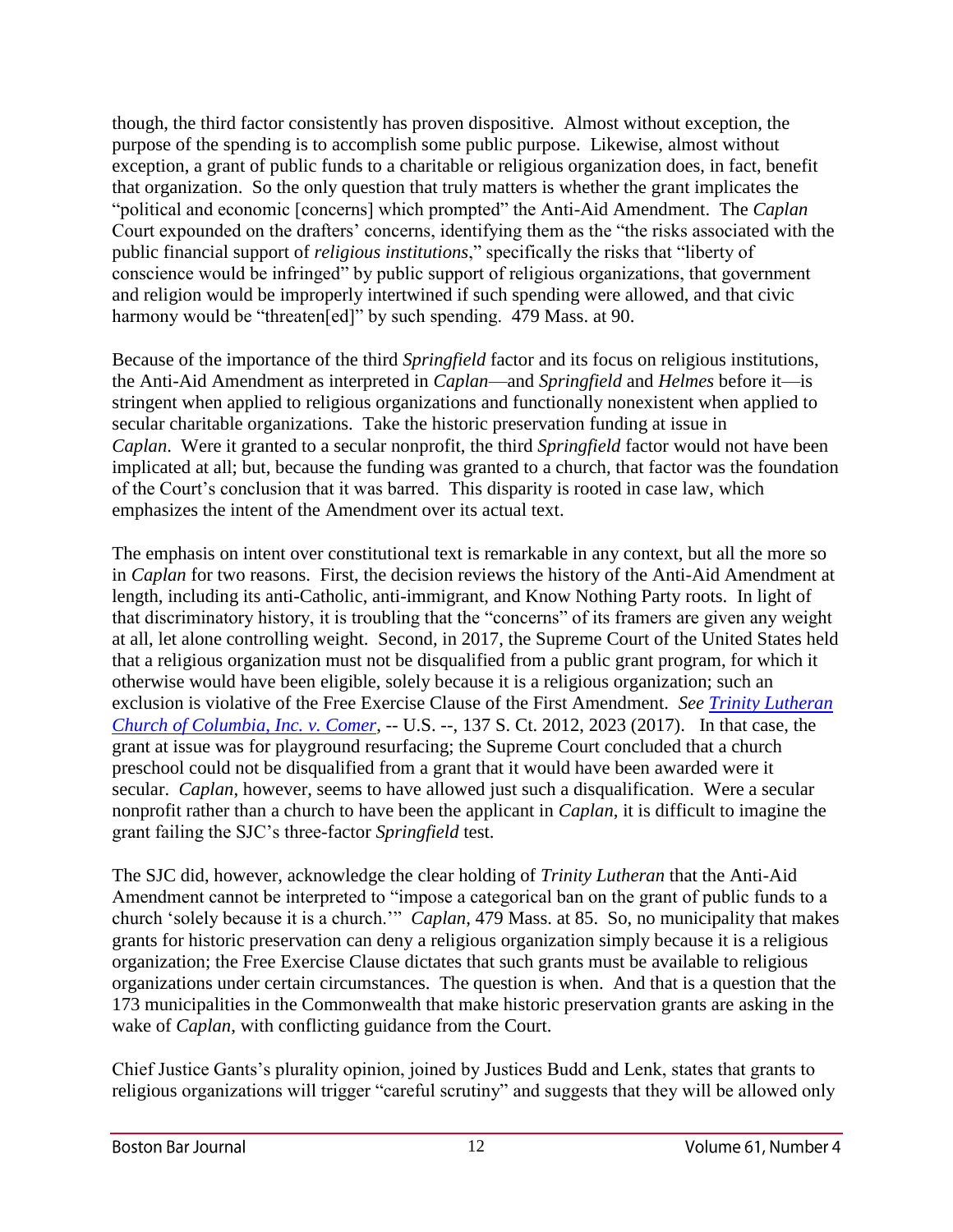though, the third factor consistently has proven dispositive. Almost without exception, the purpose of the spending is to accomplish some public purpose. Likewise, almost without exception, a grant of public funds to a charitable or religious organization does, in fact, benefit that organization. So the only question that truly matters is whether the grant implicates the "political and economic [concerns] which prompted" the Anti-Aid Amendment. The *Caplan* Court expounded on the drafters' concerns, identifying them as the "the risks associated with the public financial support of *religious institutions*," specifically the risks that "liberty of conscience would be infringed" by public support of religious organizations, that government and religion would be improperly intertwined if such spending were allowed, and that civic harmony would be "threaten[ed]" by such spending. 479 Mass. at 90.

Because of the importance of the third *Springfield* factor and its focus on religious institutions, the Anti-Aid Amendment as interpreted in *Caplan*—and *Springfield* and *Helmes* before it—is stringent when applied to religious organizations and functionally nonexistent when applied to secular charitable organizations. Take the historic preservation funding at issue in *Caplan*. Were it granted to a secular nonprofit, the third *Springfield* factor would not have been implicated at all; but, because the funding was granted to a church, that factor was the foundation of the Court's conclusion that it was barred. This disparity is rooted in case law, which emphasizes the intent of the Amendment over its actual text.

The emphasis on intent over constitutional text is remarkable in any context, but all the more so in *Caplan* for two reasons. First, the decision reviews the history of the Anti-Aid Amendment at length, including its anti-Catholic, anti-immigrant, and Know Nothing Party roots. In light of that discriminatory history, it is troubling that the "concerns" of its framers are given any weight at all, let alone controlling weight. Second, in 2017, the Supreme Court of the United States held that a religious organization must not be disqualified from a public grant program, for which it otherwise would have been eligible, solely because it is a religious organization; such an exclusion is violative of the Free Exercise Clause of the First Amendment. *See [Trinity Lutheran Church of Columbia, Inc. v. Comer](#)*, -- U.S. --, 137 S. Ct. 2012, 2023 (2017). In that case, the grant at issue was for playground resurfacing; the Supreme Court concluded that a church preschool could not be disqualified from a grant that it would have been awarded were it secular. *Caplan*, however, seems to have allowed just such a disqualification. Were a secular nonprofit rather than a church to have been the applicant in *Caplan*, it is difficult to imagine the grant failing the SJC's three-factor *Springfield* test.

The SJC did, however, acknowledge the clear holding of *Trinity Lutheran* that the Anti-Aid Amendment cannot be interpreted to "impose a categorical ban on the grant of public funds to a church 'solely because it is a church.'" *Caplan*, 479 Mass. at 85. So, no municipality that makes grants for historic preservation can deny a religious organization simply because it is a religious organization; the Free Exercise Clause dictates that such grants must be available to religious organizations under certain circumstances. The question is when. And that is a question that the 173 municipalities in the Commonwealth that make historic preservation grants are asking in the wake of *Caplan*, with conflicting guidance from the Court.

Chief Justice Gants's plurality opinion, joined by Justices Budd and Lenk, states that grants to religious organizations will trigger "careful scrutiny" and suggests that they will be allowed only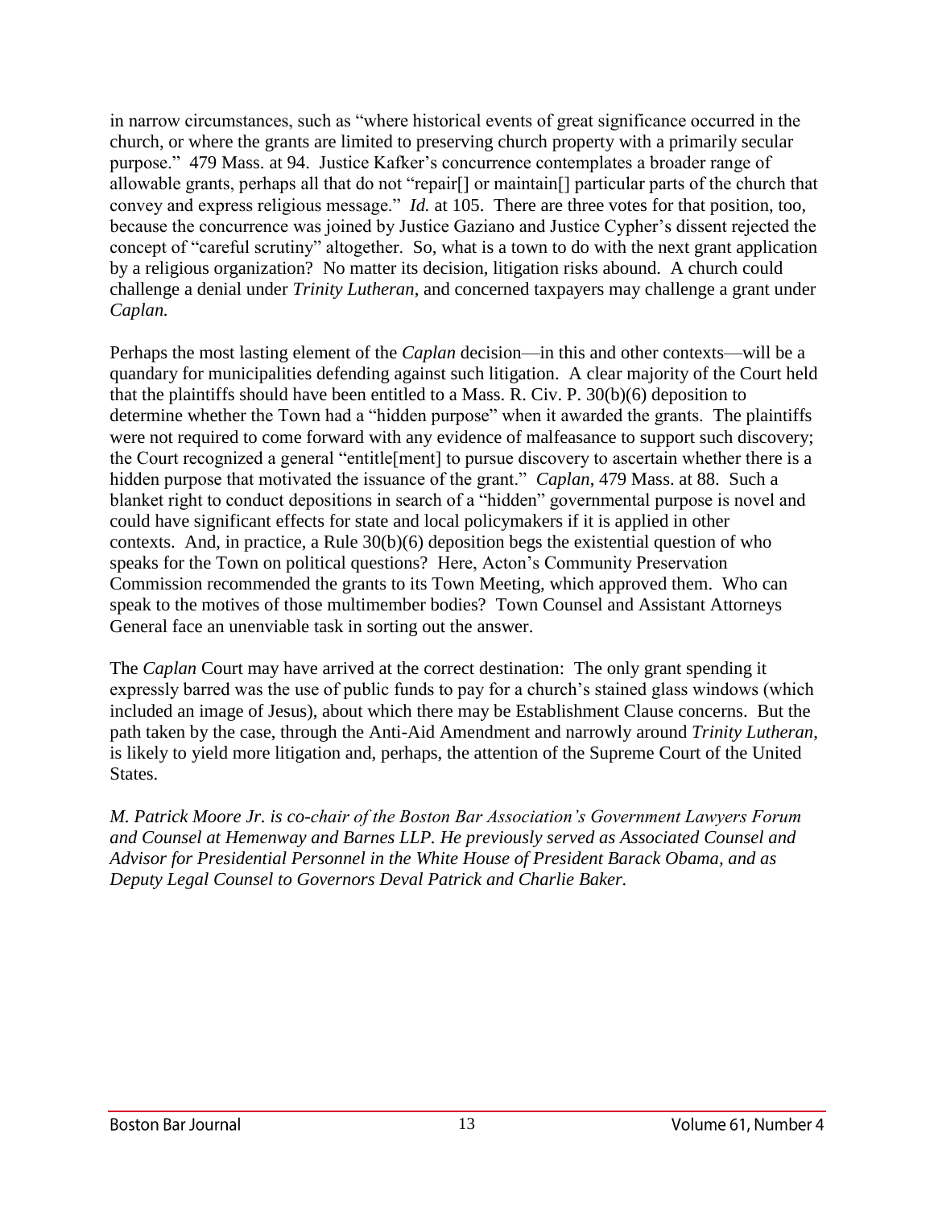in narrow circumstances, such as "where historical events of great significance occurred in the church, or where the grants are limited to preserving church property with a primarily secular purpose." 479 Mass. at 94. Justice Kafker's concurrence contemplates a broader range of allowable grants, perhaps all that do not "repair[] or maintain[] particular parts of the church that convey and express religious message." *Id.* at 105. There are three votes for that position, too, because the concurrence was joined by Justice Gaziano and Justice Cypher's dissent rejected the concept of "careful scrutiny" altogether. So, what is a town to do with the next grant application by a religious organization? No matter its decision, litigation risks abound. A church could challenge a denial under *Trinity Lutheran*, and concerned taxpayers may challenge a grant under *Caplan.*

Perhaps the most lasting element of the *Caplan* decision—in this and other contexts—will be a quandary for municipalities defending against such litigation. A clear majority of the Court held that the plaintiffs should have been entitled to a Mass. R. Civ. P. 30(b)(6) deposition to determine whether the Town had a "hidden purpose" when it awarded the grants. The plaintiffs were not required to come forward with any evidence of malfeasance to support such discovery; the Court recognized a general "entitle[ment] to pursue discovery to ascertain whether there is a hidden purpose that motivated the issuance of the grant." *Caplan*, 479 Mass. at 88. Such a blanket right to conduct depositions in search of a "hidden" governmental purpose is novel and could have significant effects for state and local policymakers if it is applied in other contexts. And, in practice, a Rule 30(b)(6) deposition begs the existential question of who speaks for the Town on political questions? Here, Acton's Community Preservation Commission recommended the grants to its Town Meeting, which approved them. Who can speak to the motives of those multimember bodies? Town Counsel and Assistant Attorneys General face an unenviable task in sorting out the answer.

The *Caplan* Court may have arrived at the correct destination: The only grant spending it expressly barred was the use of public funds to pay for a church's stained glass windows (which included an image of Jesus), about which there may be Establishment Clause concerns. But the path taken by the case, through the Anti-Aid Amendment and narrowly around *Trinity Lutheran*, is likely to yield more litigation and, perhaps, the attention of the Supreme Court of the United States.

*M. Patrick Moore Jr. is co-chair of the Boston Bar Association's Government Lawyers Forum and Counsel at Hemenway and Barnes LLP. He previously served as Associated Counsel and Advisor for Presidential Personnel in the White House of President Barack Obama, and as Deputy Legal Counsel to Governors Deval Patrick and Charlie Baker.*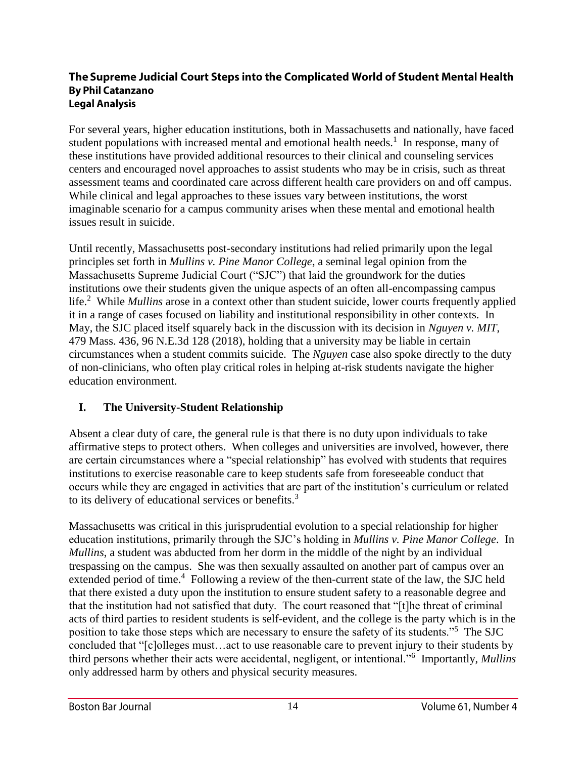## The Supreme Judicial Court Steps into the Complicated World of Student Mental Health

**By Phil Catanzano**

**Legal Analysis**

For several years, higher education institutions, both in Massachusetts and nationally, have faced student populations with increased mental and emotional health needs.[1] In response, many of these institutions have provided additional resources to their clinical and counseling services centers and encouraged novel approaches to assist students who may be in crisis, such as threat assessment teams and coordinated care across different health care providers on and off campus. While clinical and legal approaches to these issues vary between institutions, the worst imaginable scenario for a campus community arises when these mental and emotional health issues result in suicide.

Until recently, Massachusetts post-secondary institutions had relied primarily upon the legal principles set forth in *Mullins v. Pine Manor College*, a seminal legal opinion from the Massachusetts Supreme Judicial Court ("SJC") that laid the groundwork for the duties institutions owe their students given the unique aspects of an often all-encompassing campus life.[2] While *Mullins* arose in a context other than student suicide, lower courts frequently applied it in a range of cases focused on liability and institutional responsibility in other contexts. In May, the SJC placed itself squarely back in the discussion with its decision in *Nguyen v. MIT*, 479 Mass. 436, 96 N.E.3d 128 (2018), holding that a university may be liable in certain circumstances when a student commits suicide. The *Nguyen* case also spoke directly to the duty of non-clinicians, who often play critical roles in helping at-risk students navigate the higher education environment.

### I. The University-Student Relationship

Absent a clear duty of care, the general rule is that there is no duty upon individuals to take affirmative steps to protect others. When colleges and universities are involved, however, there are certain circumstances where a "special relationship" has evolved with students that requires institutions to exercise reasonable care to keep students safe from foreseeable conduct that occurs while they are engaged in activities that are part of the institution's curriculum or related to its delivery of educational services or benefits.[3]

Massachusetts was critical in this jurisprudential evolution to a special relationship for higher education institutions, primarily through the SJC's holding in *Mullins v. Pine Manor College*. In *Mullins*, a student was abducted from her dorm in the middle of the night by an individual trespassing on the campus. She was then sexually assaulted on another part of campus over an extended period of time.[4] Following a review of the then-current state of the law, the SJC held that there existed a duty upon the institution to ensure student safety to a reasonable degree and that the institution had not satisfied that duty. The court reasoned that "[t]he threat of criminal acts of third parties to resident students is self-evident, and the college is the party which is in the position to take those steps which are necessary to ensure the safety of its students."[5] The SJC concluded that "[c]olleges must…act to use reasonable care to prevent injury to their students by third persons whether their acts were accidental, negligent, or intentional."[6] Importantly, *Mullins* only addressed harm by others and physical security measures.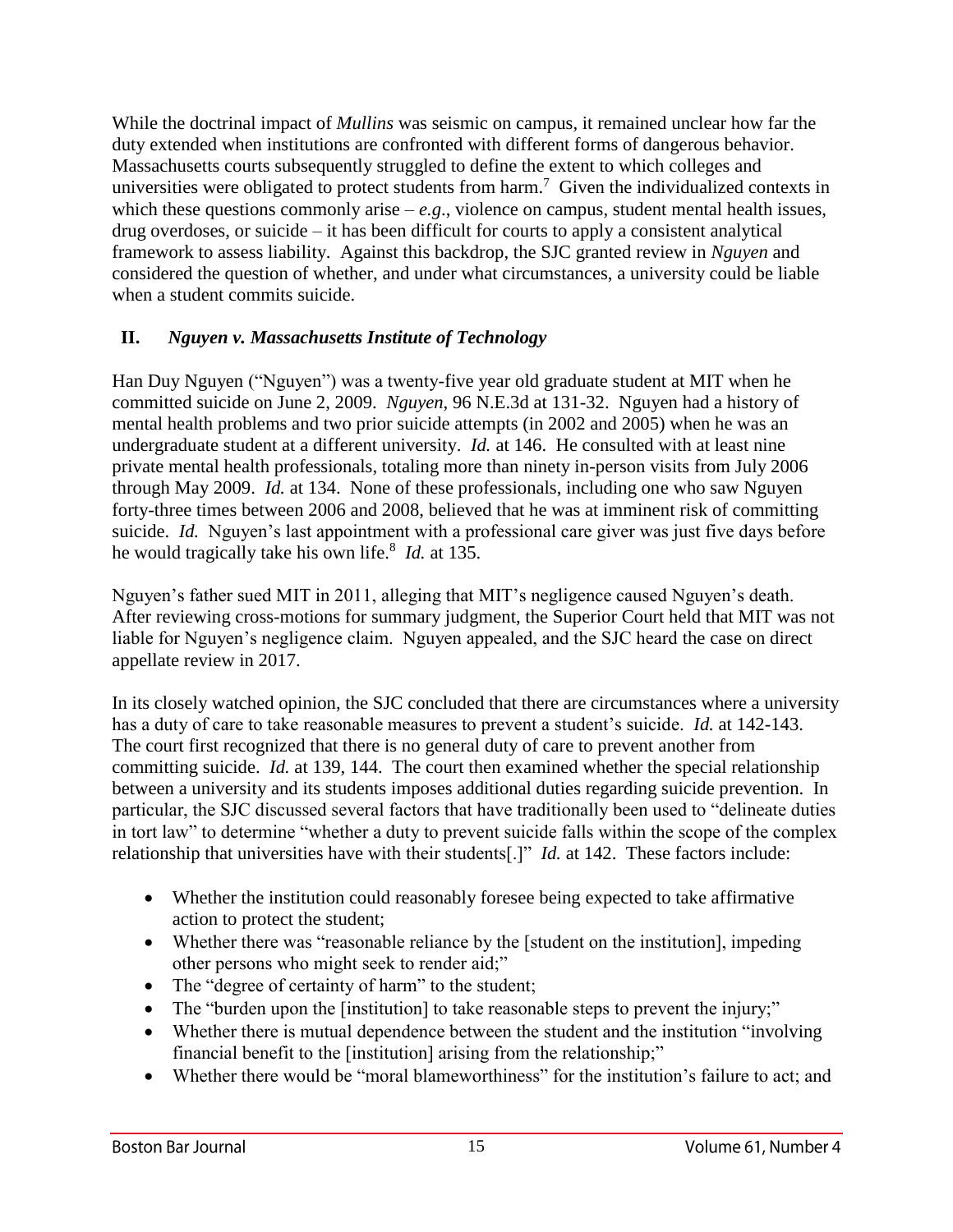While the doctrinal impact of *Mullins* was seismic on campus, it remained unclear how far the duty extended when institutions are confronted with different forms of dangerous behavior. Massachusetts courts subsequently struggled to define the extent to which colleges and universities were obligated to protect students from harm.[7] Given the individualized contexts in which these questions commonly arise – *e.g*., violence on campus, student mental health issues, drug overdoses, or suicide – it has been difficult for courts to apply a consistent analytical framework to assess liability. Against this backdrop, the SJC granted review in *Nguyen* and considered the question of whether, and under what circumstances, a university could be liable when a student commits suicide.

## II. *Nguyen v. Massachusetts Institute of Technology*

Han Duy Nguyen ("Nguyen") was a twenty-five year old graduate student at MIT when he committed suicide on June 2, 2009. *Nguyen*, 96 N.E.3d at 131-32. Nguyen had a history of mental health problems and two prior suicide attempts (in 2002 and 2005) when he was an undergraduate student at a different university. *Id.* at 146. He consulted with at least nine private mental health professionals, totaling more than ninety in-person visits from July 2006 through May 2009. *Id.* at 134. None of these professionals, including one who saw Nguyen forty-three times between 2006 and 2008, believed that he was at imminent risk of committing suicide. *Id.* Nguyen's last appointment with a professional care giver was just five days before he would tragically take his own life.[8] *Id.* at 135.

Nguyen's father sued MIT in 2011, alleging that MIT's negligence caused Nguyen's death. After reviewing cross-motions for summary judgment, the Superior Court held that MIT was not liable for Nguyen's negligence claim. Nguyen appealed, and the SJC heard the case on direct appellate review in 2017.

In its closely watched opinion, the SJC concluded that there are circumstances where a university has a duty of care to take reasonable measures to prevent a student's suicide. *Id.* at 142-143. The court first recognized that there is no general duty of care to prevent another from committing suicide. *Id.* at 139, 144. The court then examined whether the special relationship between a university and its students imposes additional duties regarding suicide prevention. In particular, the SJC discussed several factors that have traditionally been used to "delineate duties in tort law" to determine "whether a duty to prevent suicide falls within the scope of the complex relationship that universities have with their students[.]" *Id.* at 142. These factors include:

- Whether the institution could reasonably foresee being expected to take affirmative action to protect the student;
- Whether there was "reasonable reliance by the [student on the institution], impeding other persons who might seek to render aid;"
- The "degree of certainty of harm" to the student;
- The "burden upon the [institution] to take reasonable steps to prevent the injury;"
- Whether there is mutual dependence between the student and the institution "involving financial benefit to the [institution] arising from the relationship;"
- Whether there would be "moral blameworthiness" for the institution's failure to act; and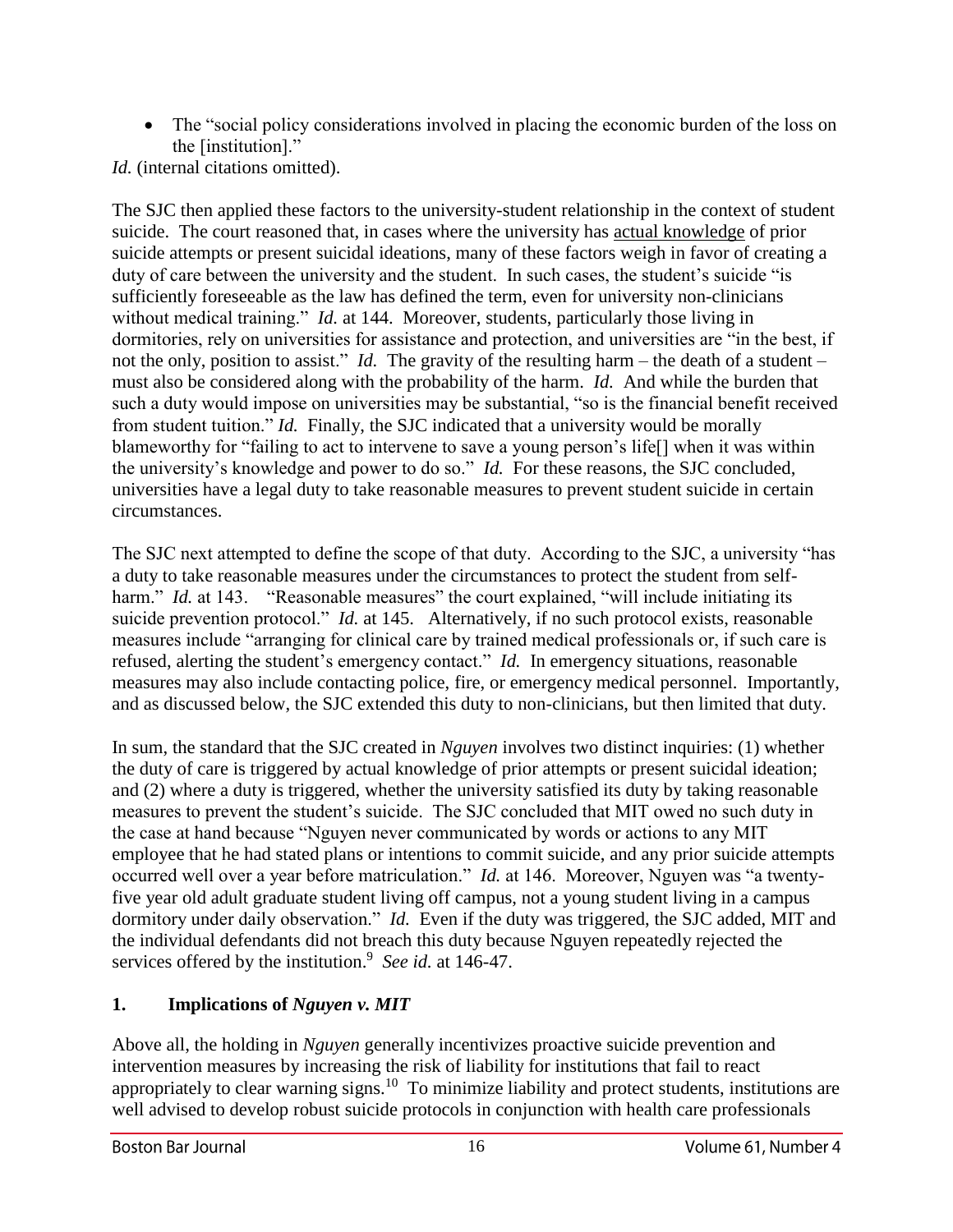- The "social policy considerations involved in placing the economic burden of the loss on the [institution]."

*Id.* (internal citations omitted).

The SJC then applied these factors to the university-student relationship in the context of student suicide. The court reasoned that, in cases where the university has actual knowledge of prior suicide attempts or present suicidal ideations, many of these factors weigh in favor of creating a duty of care between the university and the student. In such cases, the student's suicide "is sufficiently foreseeable as the law has defined the term, even for university non-clinicians without medical training." *Id.* at 144. Moreover, students, particularly those living in dormitories, rely on universities for assistance and protection, and universities are "in the best, if not the only, position to assist." *Id.* The gravity of the resulting harm – the death of a student – must also be considered along with the probability of the harm. *Id.* And while the burden that such a duty would impose on universities may be substantial, "so is the financial benefit received from student tuition." *Id.* Finally, the SJC indicated that a university would be morally blameworthy for "failing to act to intervene to save a young person's life[] when it was within the university's knowledge and power to do so." *Id.* For these reasons, the SJC concluded, universities have a legal duty to take reasonable measures to prevent student suicide in certain circumstances.

The SJC next attempted to define the scope of that duty. According to the SJC, a university "has a duty to take reasonable measures under the circumstances to protect the student from self-harm." *Id.* at 143. "Reasonable measures" the court explained, "will include initiating its suicide prevention protocol." *Id.* at 145. Alternatively, if no such protocol exists, reasonable measures include "arranging for clinical care by trained medical professionals or, if such care is refused, alerting the student's emergency contact." *Id.* In emergency situations, reasonable measures may also include contacting police, fire, or emergency medical personnel. Importantly, and as discussed below, the SJC extended this duty to non-clinicians, but then limited that duty.

In sum, the standard that the SJC created in *Nguyen* involves two distinct inquiries: (1) whether the duty of care is triggered by actual knowledge of prior attempts or present suicidal ideation; and (2) where a duty is triggered, whether the university satisfied its duty by taking reasonable measures to prevent the student's suicide. The SJC concluded that MIT owed no such duty in the case at hand because "Nguyen never communicated by words or actions to any MIT employee that he had stated plans or intentions to commit suicide, and any prior suicide attempts occurred well over a year before matriculation." *Id.* at 146. Moreover, Nguyen was "a twenty-five year old adult graduate student living off campus, not a young student living in a campus dormitory under daily observation." *Id.* Even if the duty was triggered, the SJC added, MIT and the individual defendants did not breach this duty because Nguyen repeatedly rejected the services offered by the institution.[9] *See id.* at 146-47.

## 1. Implications of *Nguyen v. MIT*

Above all, the holding in *Nguyen* generally incentivizes proactive suicide prevention and intervention measures by increasing the risk of liability for institutions that fail to react appropriately to clear warning signs.[10] To minimize liability and protect students, institutions are well advised to develop robust suicide protocols in conjunction with health care professionals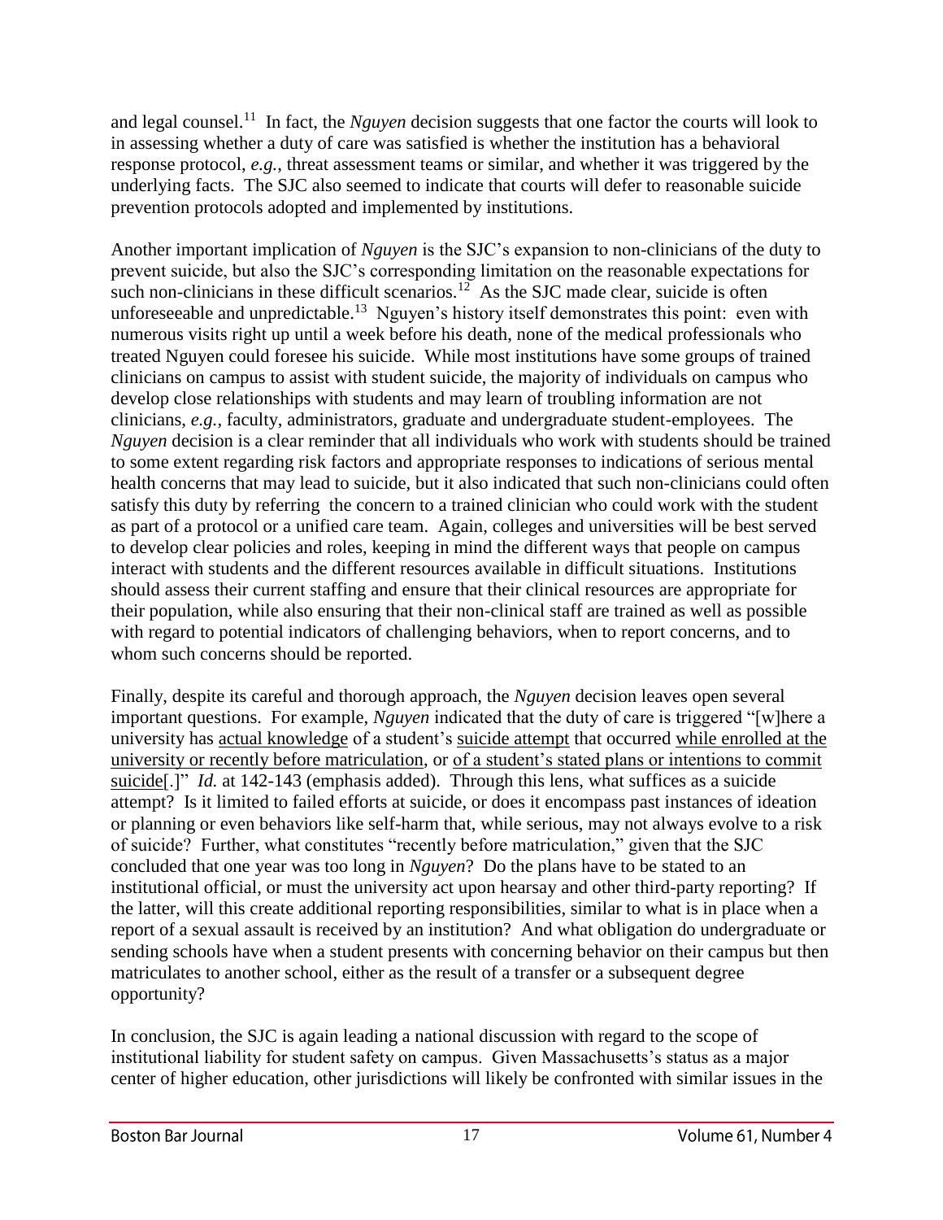and legal counsel.[11] In fact, the *Nguyen* decision suggests that one factor the courts will look to in assessing whether a duty of care was satisfied is whether the institution has a behavioral response protocol, *e.g.*, threat assessment teams or similar, and whether it was triggered by the underlying facts. The SJC also seemed to indicate that courts will defer to reasonable suicide prevention protocols adopted and implemented by institutions.

Another important implication of *Nguyen* is the SJC's expansion to non-clinicians of the duty to prevent suicide, but also the SJC's corresponding limitation on the reasonable expectations for such non-clinicians in these difficult scenarios.[12] As the SJC made clear, suicide is often unforeseeable and unpredictable.[13] Nguyen's history itself demonstrates this point: even with numerous visits right up until a week before his death, none of the medical professionals who treated Nguyen could foresee his suicide. While most institutions have some groups of trained clinicians on campus to assist with student suicide, the majority of individuals on campus who develop close relationships with students and may learn of troubling information are not clinicians, *e.g.*, faculty, administrators, graduate and undergraduate student-employees. The *Nguyen* decision is a clear reminder that all individuals who work with students should be trained to some extent regarding risk factors and appropriate responses to indications of serious mental health concerns that may lead to suicide, but it also indicated that such non-clinicians could often satisfy this duty by referring the concern to a trained clinician who could work with the student as part of a protocol or a unified care team. Again, colleges and universities will be best served to develop clear policies and roles, keeping in mind the different ways that people on campus interact with students and the different resources available in difficult situations. Institutions should assess their current staffing and ensure that their clinical resources are appropriate for their population, while also ensuring that their non-clinical staff are trained as well as possible with regard to potential indicators of challenging behaviors, when to report concerns, and to whom such concerns should be reported.

Finally, despite its careful and thorough approach, the *Nguyen* decision leaves open several important questions. For example, *Nguyen* indicated that the duty of care is triggered "[w]here a university has <u>actual knowledge</u> of a student's <u>suicide attempt</u> that occurred <u>while enrolled at the university or recently before matriculation</u>, or <u>of a student's stated plans or intentions to commit suicide</u>[.]" *Id.* at 142-143 (emphasis added). Through this lens, what suffices as a suicide attempt? Is it limited to failed efforts at suicide, or does it encompass past instances of ideation or planning or even behaviors like self-harm that, while serious, may not always evolve to a risk of suicide? Further, what constitutes "recently before matriculation," given that the SJC concluded that one year was too long in *Nguyen*? Do the plans have to be stated to an institutional official, or must the university act upon hearsay and other third-party reporting? If the latter, will this create additional reporting responsibilities, similar to what is in place when a report of a sexual assault is received by an institution? And what obligation do undergraduate or sending schools have when a student presents with concerning behavior on their campus but then matriculates to another school, either as the result of a transfer or a subsequent degree opportunity?

In conclusion, the SJC is again leading a national discussion with regard to the scope of institutional liability for student safety on campus. Given Massachusetts's status as a major center of higher education, other jurisdictions will likely be confronted with similar issues in the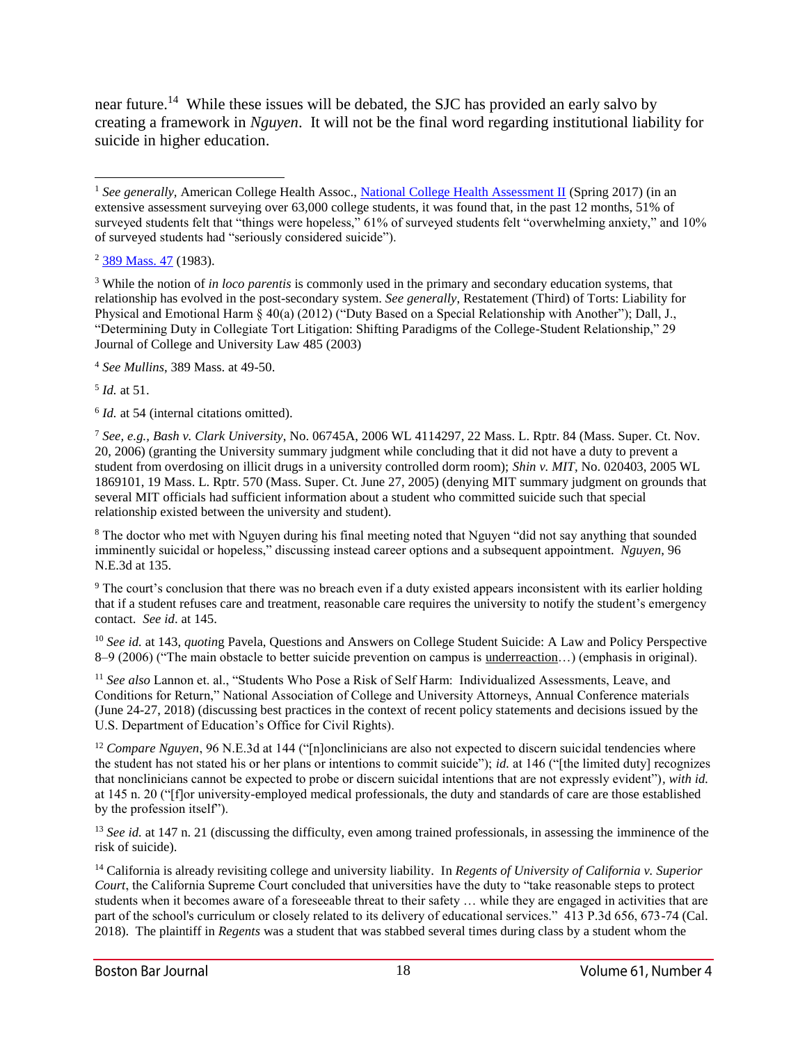near future.[14] While these issues will be debated, the SJC has provided an early salvo by creating a framework in *Nguyen*. It will not be the final word regarding institutional liability for suicide in higher education.

---

[1] *See generally*, American College Health Assoc., National College Health Assessment II (Spring 2017) (in an extensive assessment surveying over 63,000 college students, it was found that, in the past 12 months, 51% of surveyed students felt that "things were hopeless," 61% of surveyed students felt "overwhelming anxiety," and 10% of surveyed students had "seriously considered suicide").

[2] 389 Mass. 47 (1983).

[3] While the notion of *in loco parentis* is commonly used in the primary and secondary education systems, that relationship has evolved in the post-secondary system. *See generally*, Restatement (Third) of Torts: Liability for Physical and Emotional Harm § 40(a) (2012) ("Duty Based on a Special Relationship with Another"); Dall, J., "Determining Duty in Collegiate Tort Litigation: Shifting Paradigms of the College-Student Relationship," 29 Journal of College and University Law 485 (2003)

[4] *See Mullins*, 389 Mass. at 49-50.

[5] *Id.* at 51.

[6] *Id.* at 54 (internal citations omitted).

[7] *See, e.g., Bash v. Clark University*, No. 06745A, 2006 WL 4114297, 22 Mass. L. Rptr. 84 (Mass. Super. Ct. Nov. 20, 2006) (granting the University summary judgment while concluding that it did not have a duty to prevent a student from overdosing on illicit drugs in a university controlled dorm room); *Shin v. MIT*, No. 020403, 2005 WL 1869101, 19 Mass. L. Rptr. 570 (Mass. Super. Ct. June 27, 2005) (denying MIT summary judgment on grounds that several MIT officials had sufficient information about a student who committed suicide such that special relationship existed between the university and student).

[8] The doctor who met with Nguyen during his final meeting noted that Nguyen "did not say anything that sounded imminently suicidal or hopeless," discussing instead career options and a subsequent appointment. *Nguyen*, 96 N.E.3d at 135.

[9] The court's conclusion that there was no breach even if a duty existed appears inconsistent with its earlier holding that if a student refuses care and treatment, reasonable care requires the university to notify the student's emergency contact. *See id*. at 145.

[10] *See id.* at 143, *quoting* Pavela, Questions and Answers on College Student Suicide: A Law and Policy Perspective 8–9 (2006) ("The main obstacle to better suicide prevention on campus is underreaction…) (emphasis in original).

[11] *See also* Lannon et. al., "Students Who Pose a Risk of Self Harm: Individualized Assessments, Leave, and Conditions for Return," National Association of College and University Attorneys, Annual Conference materials (June 24-27, 2018) (discussing best practices in the context of recent policy statements and decisions issued by the U.S. Department of Education's Office for Civil Rights).

[12] *Compare Nguyen*, 96 N.E.3d at 144 ("[n]onclinicians are also not expected to discern suicidal tendencies where the student has not stated his or her plans or intentions to commit suicide"); *id.* at 146 ("[the limited duty] recognizes that nonclinicians cannot be expected to probe or discern suicidal intentions that are not expressly evident"), *with id.* at 145 n. 20 ("[f]or university-employed medical professionals, the duty and standards of care are those established by the profession itself").

[13] *See id.* at 147 n. 21 (discussing the difficulty, even among trained professionals, in assessing the imminence of the risk of suicide).

[14] California is already revisiting college and university liability. In *Regents of University of California v. Superior Court*, the California Supreme Court concluded that universities have the duty to "take reasonable steps to protect students when it becomes aware of a foreseeable threat to their safety … while they are engaged in activities that are part of the school's curriculum or closely related to its delivery of educational services." 413 P.3d 656, 673-74 (Cal. 2018). The plaintiff in *Regents* was a student that was stabbed several times during class by a student whom the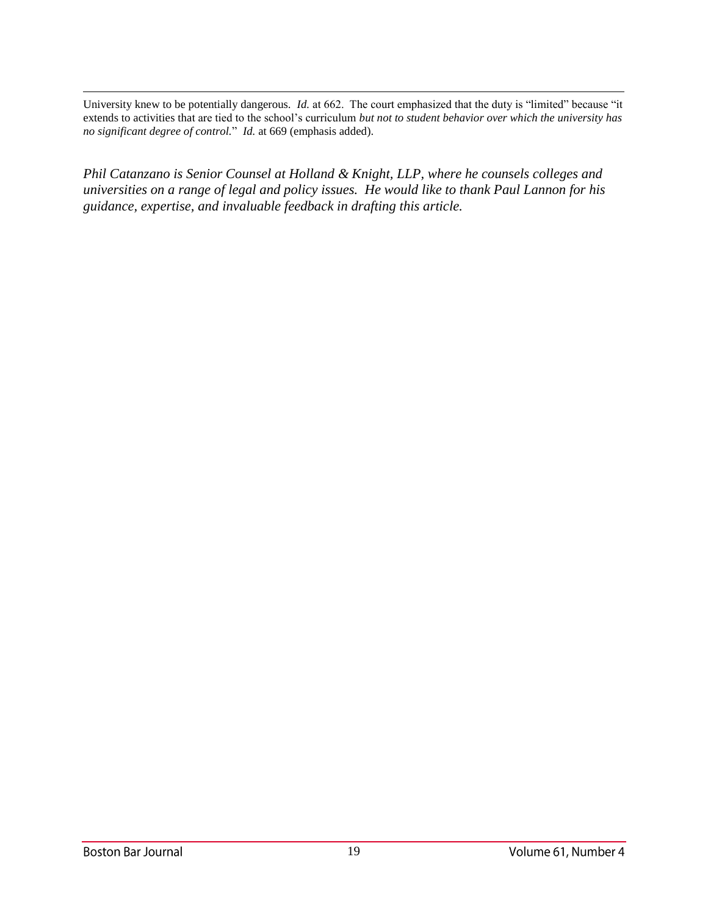University knew to be potentially dangerous. *Id.* at 662. The court emphasized that the duty is "limited" because "it extends to activities that are tied to the school's curriculum *but not to student behavior over which the university has no significant degree of control.*" *Id.* at 669 (emphasis added).

*Phil Catanzano is Senior Counsel at Holland & Knight, LLP, where he counsels colleges and universities on a range of legal and policy issues. He would like to thank Paul Lannon for his guidance, expertise, and invaluable feedback in drafting this article.*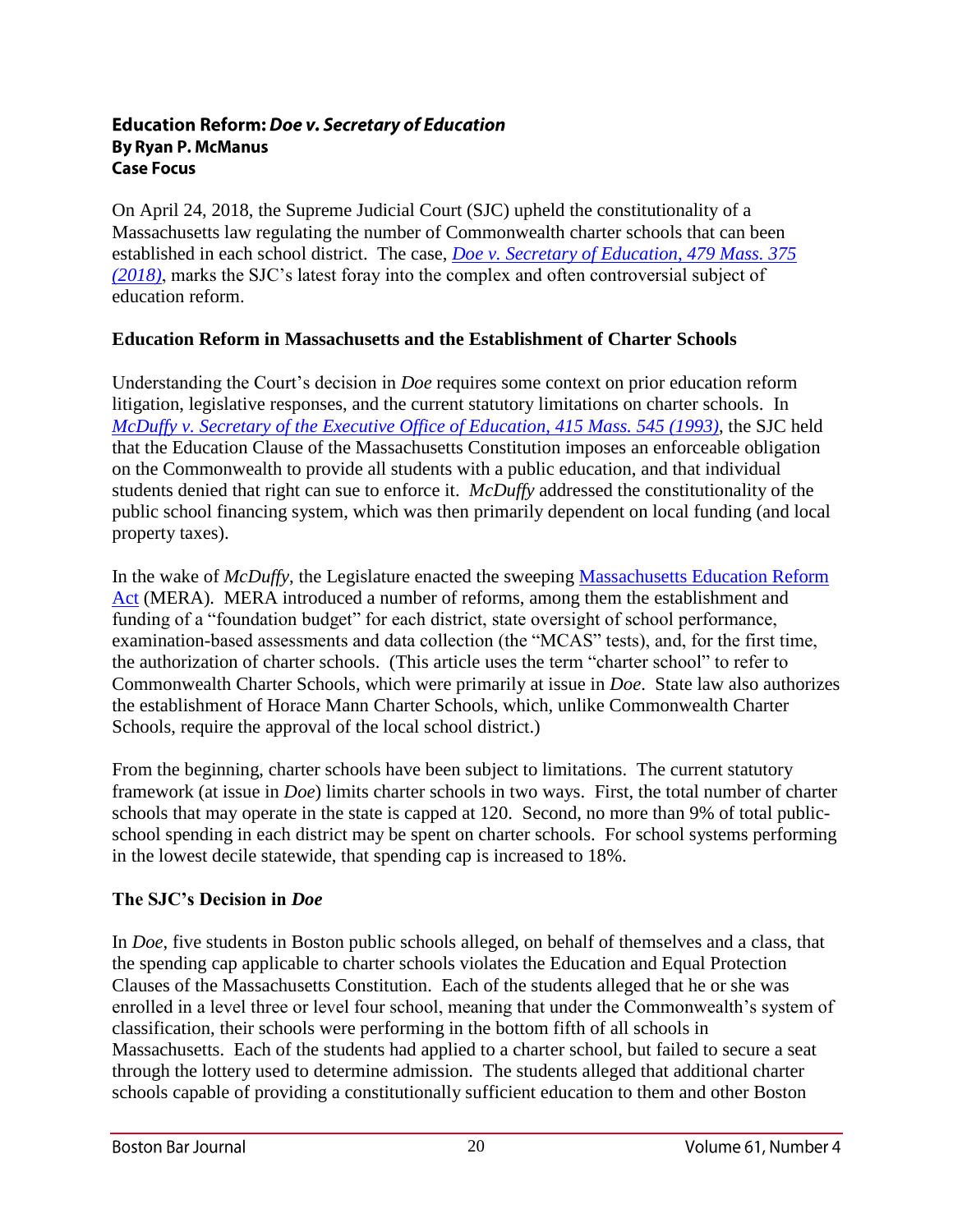### Education Reform: *Doe v. Secretary of Education*
**By Ryan P. McManus**
**Case Focus**

On April 24, 2018, the Supreme Judicial Court (SJC) upheld the constitutionality of a Massachusetts law regulating the number of Commonwealth charter schools that can been established in each school district. The case, [*Doe v. Secretary of Education, 479 Mass. 375 (2018)*](), marks the SJC's latest foray into the complex and often controversial subject of education reform.

**Education Reform in Massachusetts and the Establishment of Charter Schools**

Understanding the Court's decision in *Doe* requires some context on prior education reform litigation, legislative responses, and the current statutory limitations on charter schools. In [*McDuffy v. Secretary of the Executive Office of Education, 415 Mass. 545 (1993)*](), the SJC held that the Education Clause of the Massachusetts Constitution imposes an enforceable obligation on the Commonwealth to provide all students with a public education, and that individual students denied that right can sue to enforce it. *McDuffy* addressed the constitutionality of the public school financing system, which was then primarily dependent on local funding (and local property taxes).

In the wake of *McDuffy*, the Legislature enacted the sweeping [Massachusetts Education Reform Act]() (MERA). MERA introduced a number of reforms, among them the establishment and funding of a "foundation budget" for each district, state oversight of school performance, examination-based assessments and data collection (the "MCAS" tests), and, for the first time, the authorization of charter schools. (This article uses the term "charter school" to refer to Commonwealth Charter Schools, which were primarily at issue in *Doe*. State law also authorizes the establishment of Horace Mann Charter Schools, which, unlike Commonwealth Charter Schools, require the approval of the local school district.)

From the beginning, charter schools have been subject to limitations. The current statutory framework (at issue in *Doe*) limits charter schools in two ways. First, the total number of charter schools that may operate in the state is capped at 120. Second, no more than 9% of total public-school spending in each district may be spent on charter schools. For school systems performing in the lowest decile statewide, that spending cap is increased to 18%.

**The SJC's Decision in *Doe***

In *Doe*, five students in Boston public schools alleged, on behalf of themselves and a class, that the spending cap applicable to charter schools violates the Education and Equal Protection Clauses of the Massachusetts Constitution. Each of the students alleged that he or she was enrolled in a level three or level four school, meaning that under the Commonwealth's system of classification, their schools were performing in the bottom fifth of all schools in Massachusetts. Each of the students had applied to a charter school, but failed to secure a seat through the lottery used to determine admission. The students alleged that additional charter schools capable of providing a constitutionally sufficient education to them and other Boston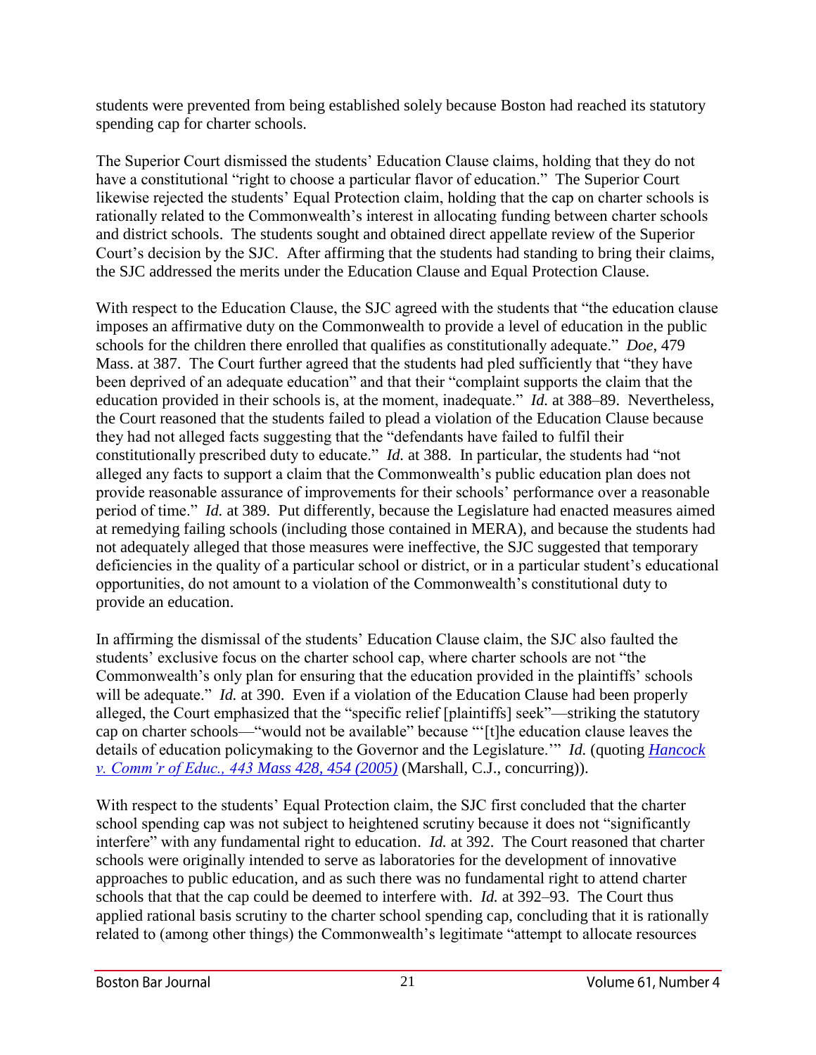students were prevented from being established solely because Boston had reached its statutory spending cap for charter schools.

The Superior Court dismissed the students' Education Clause claims, holding that they do not have a constitutional "right to choose a particular flavor of education." The Superior Court likewise rejected the students' Equal Protection claim, holding that the cap on charter schools is rationally related to the Commonwealth's interest in allocating funding between charter schools and district schools. The students sought and obtained direct appellate review of the Superior Court's decision by the SJC. After affirming that the students had standing to bring their claims, the SJC addressed the merits under the Education Clause and Equal Protection Clause.

With respect to the Education Clause, the SJC agreed with the students that "the education clause imposes an affirmative duty on the Commonwealth to provide a level of education in the public schools for the children there enrolled that qualifies as constitutionally adequate." *Doe*, 479 Mass. at 387. The Court further agreed that the students had pled sufficiently that "they have been deprived of an adequate education" and that their "complaint supports the claim that the education provided in their schools is, at the moment, inadequate." *Id.* at 388–89. Nevertheless, the Court reasoned that the students failed to plead a violation of the Education Clause because they had not alleged facts suggesting that the "defendants have failed to fulfil their constitutionally prescribed duty to educate." *Id.* at 388. In particular, the students had "not alleged any facts to support a claim that the Commonwealth's public education plan does not provide reasonable assurance of improvements for their schools' performance over a reasonable period of time." *Id.* at 389. Put differently, because the Legislature had enacted measures aimed at remedying failing schools (including those contained in MERA), and because the students had not adequately alleged that those measures were ineffective, the SJC suggested that temporary deficiencies in the quality of a particular school or district, or in a particular student's educational opportunities, do not amount to a violation of the Commonwealth's constitutional duty to provide an education.

In affirming the dismissal of the students' Education Clause claim, the SJC also faulted the students' exclusive focus on the charter school cap, where charter schools are not "the Commonwealth's only plan for ensuring that the education provided in the plaintiffs' schools will be adequate." *Id.* at 390. Even if a violation of the Education Clause had been properly alleged, the Court emphasized that the "specific relief [plaintiffs] seek"—striking the statutory cap on charter schools—"would not be available" because "'[t]he education clause leaves the details of education policymaking to the Governor and the Legislature.'" *Id.* (quoting *Hancock v. Comm'r of Educ., 443 Mass 428, 454 (2005)* (Marshall, C.J., concurring)).

With respect to the students' Equal Protection claim, the SJC first concluded that the charter school spending cap was not subject to heightened scrutiny because it does not "significantly interfere" with any fundamental right to education. *Id.* at 392. The Court reasoned that charter schools were originally intended to serve as laboratories for the development of innovative approaches to public education, and as such there was no fundamental right to attend charter schools that that the cap could be deemed to interfere with. *Id.* at 392–93. The Court thus applied rational basis scrutiny to the charter school spending cap, concluding that it is rationally related to (among other things) the Commonwealth's legitimate "attempt to allocate resources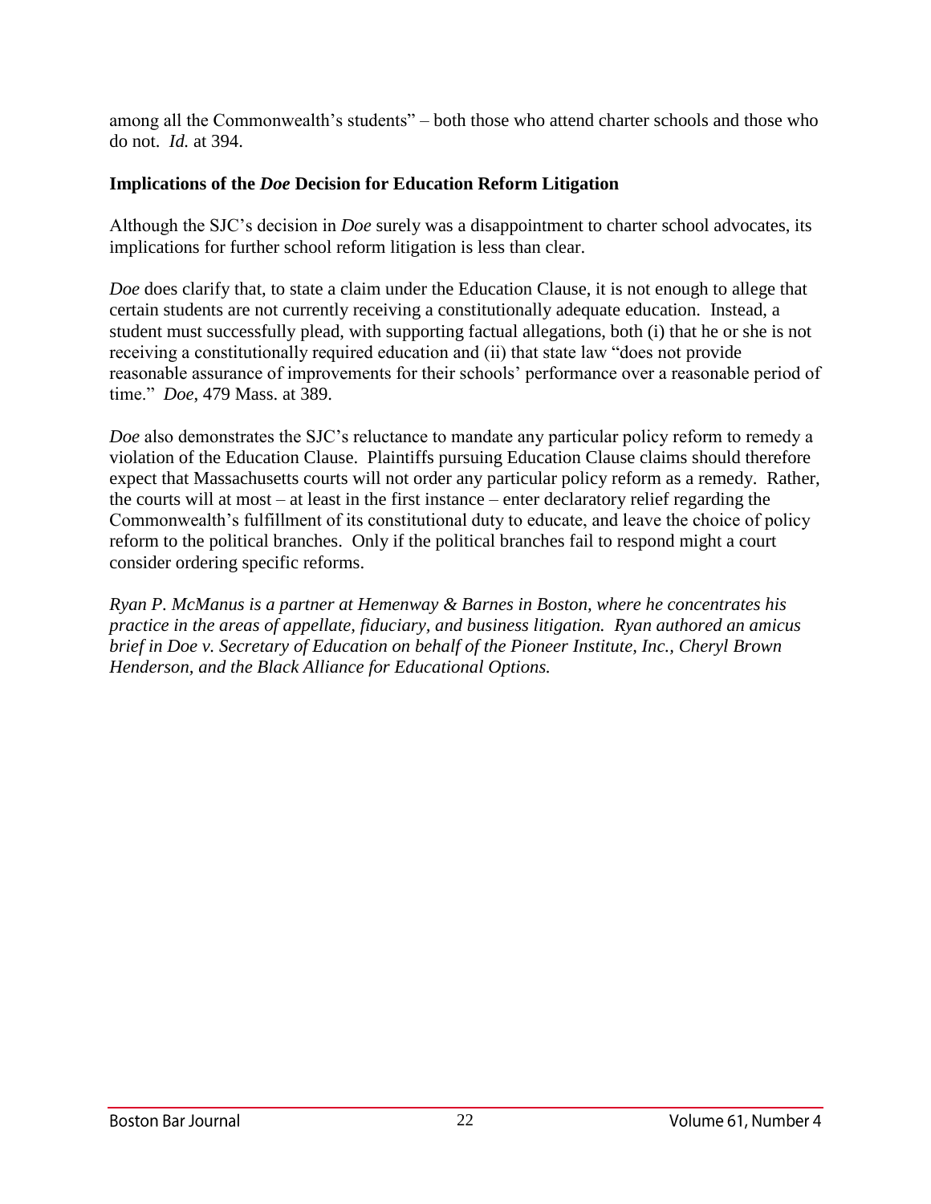among all the Commonwealth's students" – both those who attend charter schools and those who do not. *Id.* at 394.

### Implications of the *Doe* Decision for Education Reform Litigation

Although the SJC's decision in *Doe* surely was a disappointment to charter school advocates, its implications for further school reform litigation is less than clear.

*Doe* does clarify that, to state a claim under the Education Clause, it is not enough to allege that certain students are not currently receiving a constitutionally adequate education. Instead, a student must successfully plead, with supporting factual allegations, both (i) that he or she is not receiving a constitutionally required education and (ii) that state law "does not provide reasonable assurance of improvements for their schools' performance over a reasonable period of time." *Doe*, 479 Mass. at 389.

*Doe* also demonstrates the SJC's reluctance to mandate any particular policy reform to remedy a violation of the Education Clause. Plaintiffs pursuing Education Clause claims should therefore expect that Massachusetts courts will not order any particular policy reform as a remedy. Rather, the courts will at most – at least in the first instance – enter declaratory relief regarding the Commonwealth's fulfillment of its constitutional duty to educate, and leave the choice of policy reform to the political branches. Only if the political branches fail to respond might a court consider ordering specific reforms.

*Ryan P. McManus is a partner at Hemenway & Barnes in Boston, where he concentrates his practice in the areas of appellate, fiduciary, and business litigation. Ryan authored an amicus brief in Doe v. Secretary of Education on behalf of the Pioneer Institute, Inc., Cheryl Brown Henderson, and the Black Alliance for Educational Options.*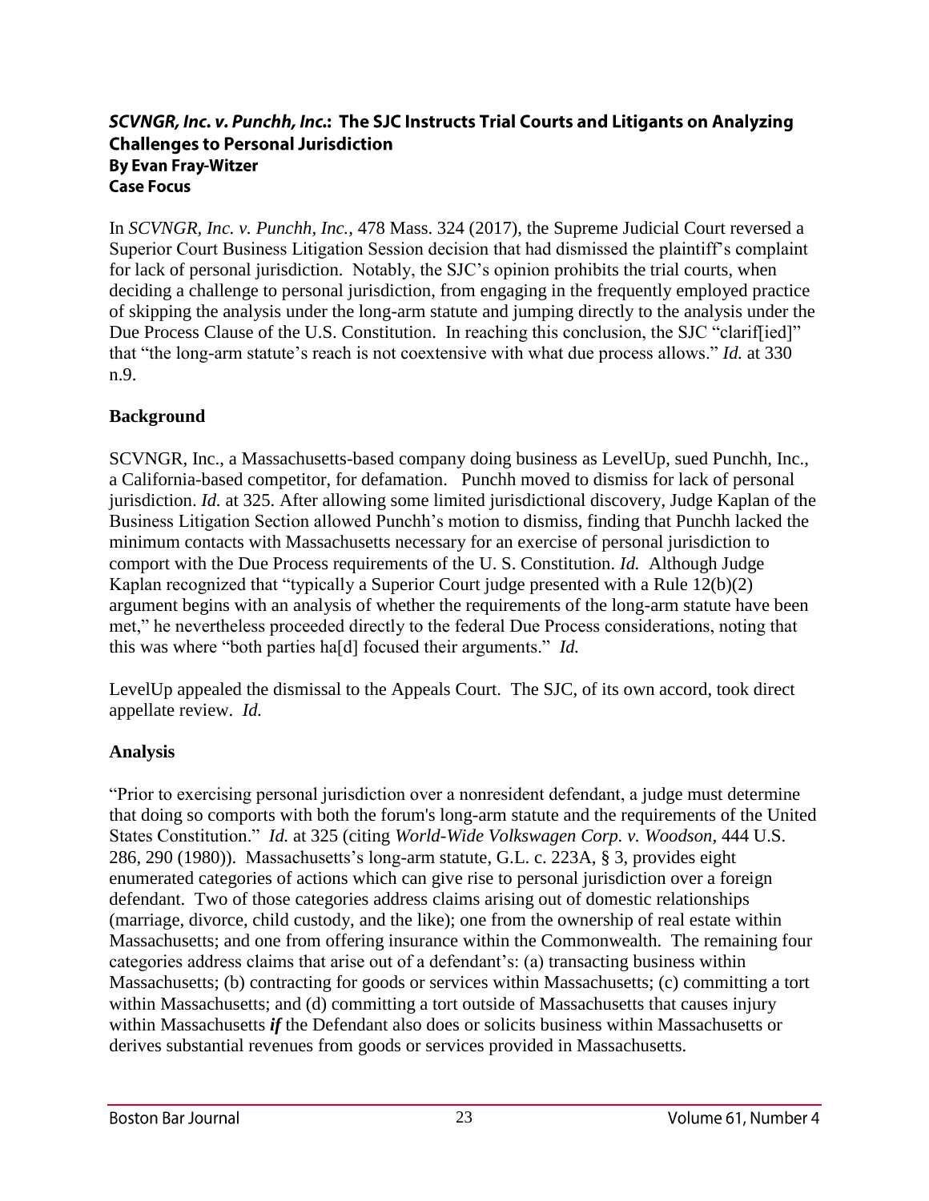## *SCVNGR, Inc. v. Punchh, Inc.*: The SJC Instructs Trial Courts and Litigants on Analyzing Challenges to Personal Jurisdiction

**By Evan Fray-Witzer**

**Case Focus**

In *SCVNGR, Inc. v. Punchh, Inc.*, 478 Mass. 324 (2017), the Supreme Judicial Court reversed a Superior Court Business Litigation Session decision that had dismissed the plaintiff's complaint for lack of personal jurisdiction. Notably, the SJC's opinion prohibits the trial courts, when deciding a challenge to personal jurisdiction, from engaging in the frequently employed practice of skipping the analysis under the long-arm statute and jumping directly to the analysis under the Due Process Clause of the U.S. Constitution. In reaching this conclusion, the SJC "clarif[ied]" that "the long-arm statute's reach is not coextensive with what due process allows." *Id.* at 330 n.9.

### Background

SCVNGR, Inc., a Massachusetts-based company doing business as LevelUp, sued Punchh, Inc., a California-based competitor, for defamation. Punchh moved to dismiss for lack of personal jurisdiction. *Id.* at 325. After allowing some limited jurisdictional discovery, Judge Kaplan of the Business Litigation Section allowed Punchh's motion to dismiss, finding that Punchh lacked the minimum contacts with Massachusetts necessary for an exercise of personal jurisdiction to comport with the Due Process requirements of the U. S. Constitution. *Id.* Although Judge Kaplan recognized that "typically a Superior Court judge presented with a Rule 12(b)(2) argument begins with an analysis of whether the requirements of the long-arm statute have been met," he nevertheless proceeded directly to the federal Due Process considerations, noting that this was where "both parties ha[d] focused their arguments." *Id.*

LevelUp appealed the dismissal to the Appeals Court. The SJC, of its own accord, took direct appellate review. *Id.*

### Analysis

"Prior to exercising personal jurisdiction over a nonresident defendant, a judge must determine that doing so comports with both the forum's long-arm statute and the requirements of the United States Constitution." *Id.* at 325 (citing *World-Wide Volkswagen Corp. v. Woodson*, 444 U.S. 286, 290 (1980)). Massachusetts's long-arm statute, G.L. c. 223A, § 3, provides eight enumerated categories of actions which can give rise to personal jurisdiction over a foreign defendant. Two of those categories address claims arising out of domestic relationships (marriage, divorce, child custody, and the like); one from the ownership of real estate within Massachusetts; and one from offering insurance within the Commonwealth. The remaining four categories address claims that arise out of a defendant's: (a) transacting business within Massachusetts; (b) contracting for goods or services within Massachusetts; (c) committing a tort within Massachusetts; and (d) committing a tort outside of Massachusetts that causes injury within Massachusetts ***if*** the Defendant also does or solicits business within Massachusetts or derives substantial revenues from goods or services provided in Massachusetts.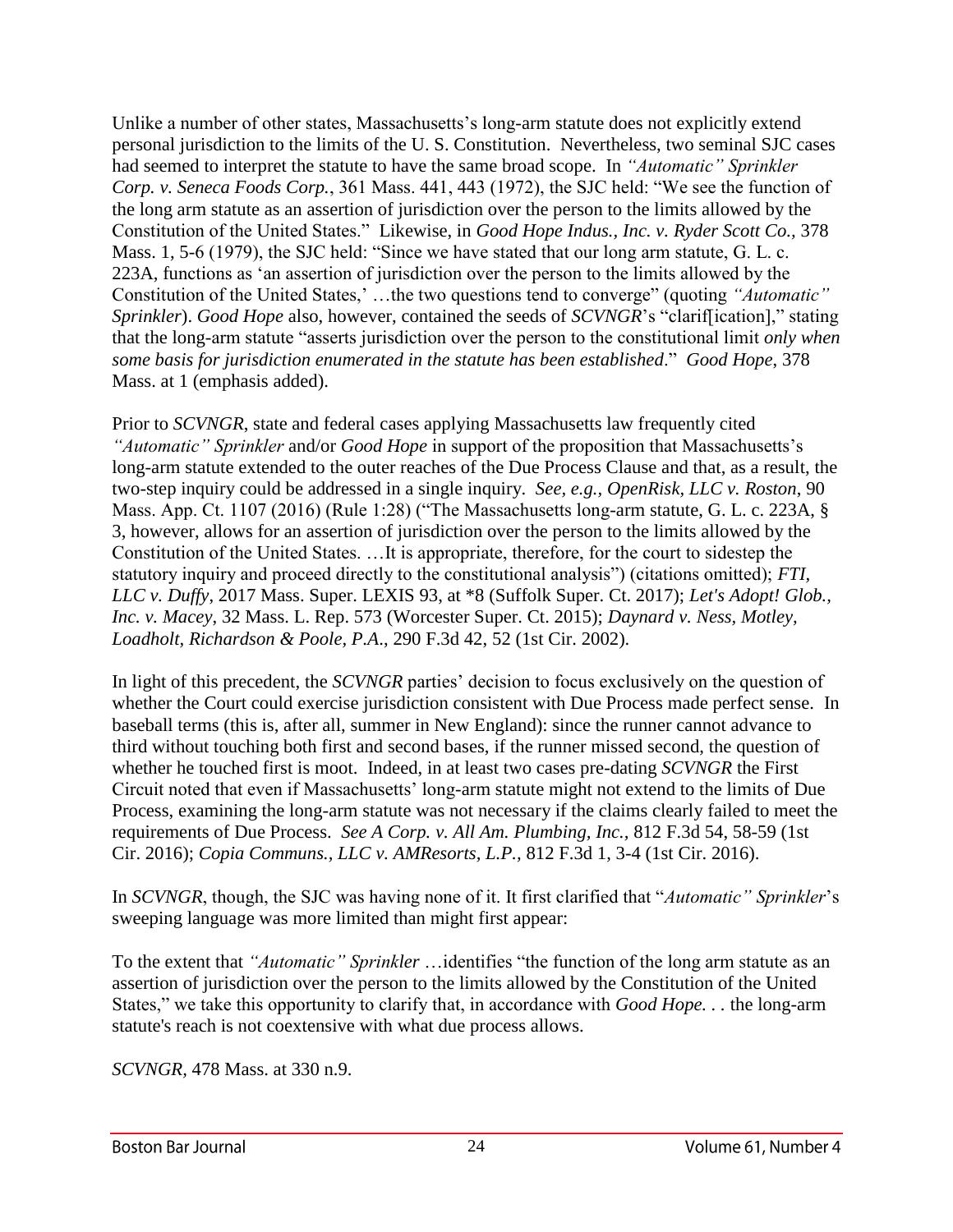Unlike a number of other states, Massachusetts's long-arm statute does not explicitly extend personal jurisdiction to the limits of the U. S. Constitution. Nevertheless, two seminal SJC cases had seemed to interpret the statute to have the same broad scope. In *"Automatic" Sprinkler Corp. v. Seneca Foods Corp.*, 361 Mass. 441, 443 (1972), the SJC held: "We see the function of the long arm statute as an assertion of jurisdiction over the person to the limits allowed by the Constitution of the United States." Likewise, in *Good Hope Indus., Inc. v. Ryder Scott Co.*, 378 Mass. 1, 5-6 (1979), the SJC held: "Since we have stated that our long arm statute, G. L. c. 223A, functions as 'an assertion of jurisdiction over the person to the limits allowed by the Constitution of the United States,' …the two questions tend to converge" (quoting *"Automatic" Sprinkler*). *Good Hope* also, however, contained the seeds of *SCVNGR*'s "clarif[ication]," stating that the long-arm statute "asserts jurisdiction over the person to the constitutional limit *only when some basis for jurisdiction enumerated in the statute has been established*." *Good Hope*, 378 Mass. at 1 (emphasis added).

Prior to *SCVNGR*, state and federal cases applying Massachusetts law frequently cited *"Automatic" Sprinkler* and/or *Good Hope* in support of the proposition that Massachusetts's long-arm statute extended to the outer reaches of the Due Process Clause and that, as a result, the two-step inquiry could be addressed in a single inquiry. *See, e.g., OpenRisk, LLC v. Roston*, 90 Mass. App. Ct. 1107 (2016) (Rule 1:28) ("The Massachusetts long-arm statute, G. L. c. 223A, § 3, however, allows for an assertion of jurisdiction over the person to the limits allowed by the Constitution of the United States. …It is appropriate, therefore, for the court to sidestep the statutory inquiry and proceed directly to the constitutional analysis") (citations omitted); *FTI, LLC v. Duffy*, 2017 Mass. Super. LEXIS 93, at *8 (Suffolk Super. Ct. 2017); *Let's Adopt! Glob., Inc. v. Macey*, 32 Mass. L. Rep. 573 (Worcester Super. Ct. 2015); *Daynard v. Ness, Motley, Loadholt, Richardson & Poole, P.A.*, 290 F.3d 42, 52 (1st Cir. 2002).

In light of this precedent, the *SCVNGR* parties' decision to focus exclusively on the question of whether the Court could exercise jurisdiction consistent with Due Process made perfect sense. In baseball terms (this is, after all, summer in New England): since the runner cannot advance to third without touching both first and second bases, if the runner missed second, the question of whether he touched first is moot. Indeed, in at least two cases pre-dating *SCVNGR* the First Circuit noted that even if Massachusetts' long-arm statute might not extend to the limits of Due Process, examining the long-arm statute was not necessary if the claims clearly failed to meet the requirements of Due Process. *See A Corp. v. All Am. Plumbing, Inc.*, 812 F.3d 54, 58-59 (1st Cir. 2016); *Copia Communs., LLC v. AMResorts, L.P.*, 812 F.3d 1, 3-4 (1st Cir. 2016).

In *SCVNGR*, though, the SJC was having none of it. It first clarified that "*"Automatic" Sprinkler*'s sweeping language was more limited than might first appear:

To the extent that *"Automatic" Sprinkler* …identifies "the function of the long arm statute as an assertion of jurisdiction over the person to the limits allowed by the Constitution of the United States," we take this opportunity to clarify that, in accordance with *Good Hope*. . . the long-arm statute's reach is not coextensive with what due process allows.

*SCVNGR*, 478 Mass. at 330 n.9.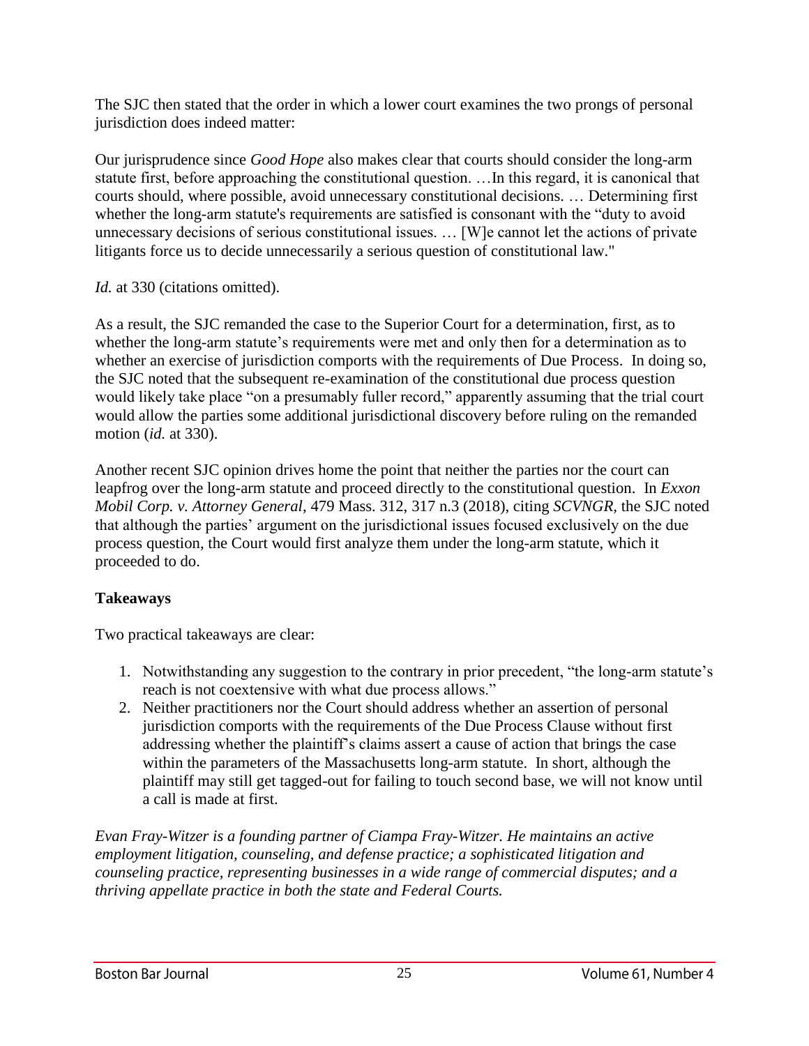The SJC then stated that the order in which a lower court examines the two prongs of personal jurisdiction does indeed matter:

Our jurisprudence since *Good Hope* also makes clear that courts should consider the long-arm statute first, before approaching the constitutional question. …In this regard, it is canonical that courts should, where possible, avoid unnecessary constitutional decisions. … Determining first whether the long-arm statute's requirements are satisfied is consonant with the "duty to avoid unnecessary decisions of serious constitutional issues. … [W]e cannot let the actions of private litigants force us to decide unnecessarily a serious question of constitutional law."

*Id.* at 330 (citations omitted).

As a result, the SJC remanded the case to the Superior Court for a determination, first, as to whether the long-arm statute's requirements were met and only then for a determination as to whether an exercise of jurisdiction comports with the requirements of Due Process. In doing so, the SJC noted that the subsequent re-examination of the constitutional due process question would likely take place "on a presumably fuller record," apparently assuming that the trial court would allow the parties some additional jurisdictional discovery before ruling on the remanded motion (*id.* at 330).

Another recent SJC opinion drives home the point that neither the parties nor the court can leapfrog over the long-arm statute and proceed directly to the constitutional question. In *Exxon Mobil Corp. v. Attorney General*, 479 Mass. 312, 317 n.3 (2018), citing *SCVNGR*, the SJC noted that although the parties' argument on the jurisdictional issues focused exclusively on the due process question, the Court would first analyze them under the long-arm statute, which it proceeded to do.

**Takeaways**

Two practical takeaways are clear:

1. Notwithstanding any suggestion to the contrary in prior precedent, "the long-arm statute's reach is not coextensive with what due process allows."
2. Neither practitioners nor the Court should address whether an assertion of personal jurisdiction comports with the requirements of the Due Process Clause without first addressing whether the plaintiff's claims assert a cause of action that brings the case within the parameters of the Massachusetts long-arm statute. In short, although the plaintiff may still get tagged-out for failing to touch second base, we will not know until a call is made at first.

*Evan Fray-Witzer is a founding partner of Ciampa Fray-Witzer. He maintains an active employment litigation, counseling, and defense practice; a sophisticated litigation and counseling practice, representing businesses in a wide range of commercial disputes; and a thriving appellate practice in both the state and Federal Courts.*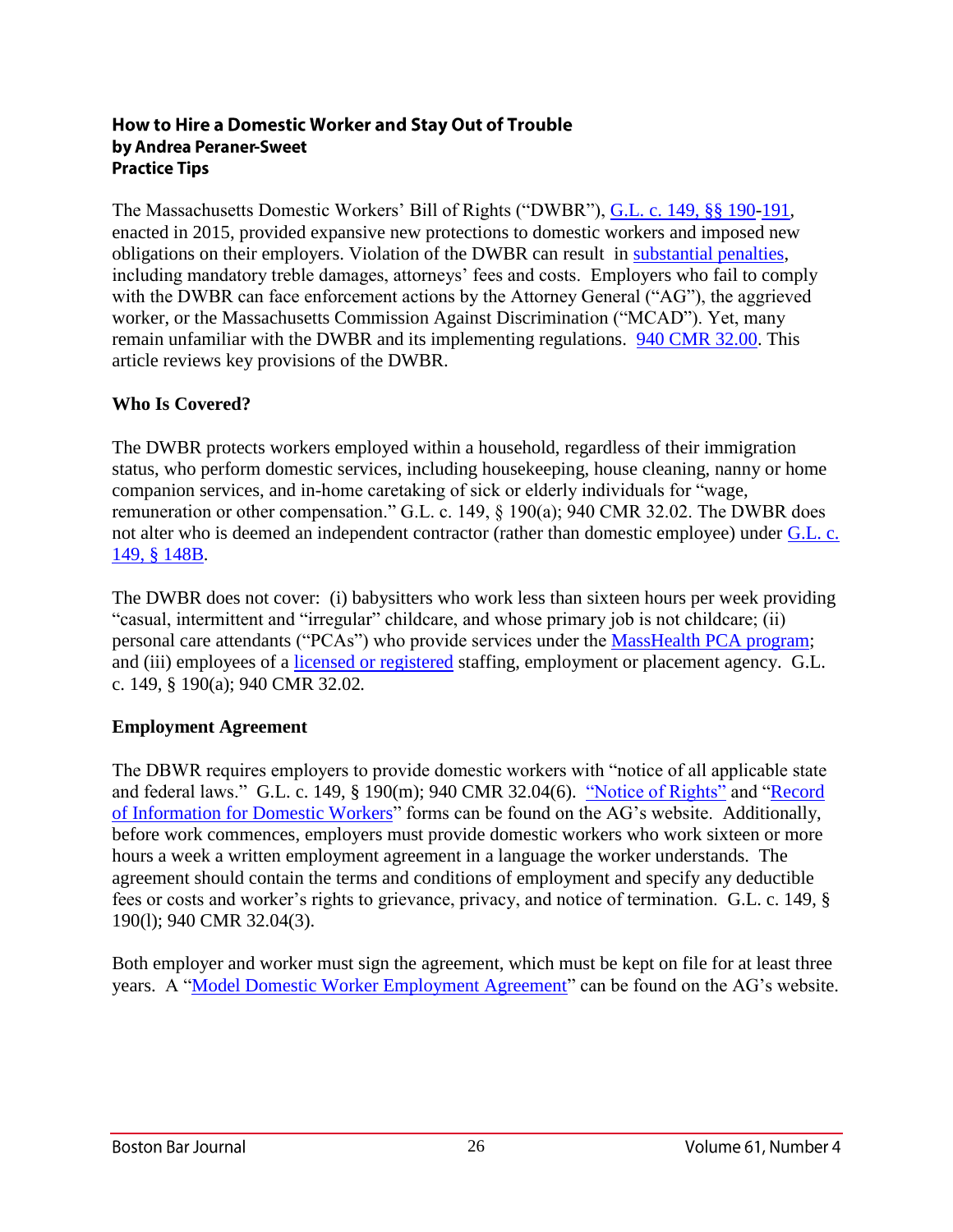### How to Hire a Domestic Worker and Stay Out of Trouble
### by Andrea Peraner-Sweet
### Practice Tips

The Massachusetts Domestic Workers' Bill of Rights ("DWBR"), [G.L. c. 149, §§ 190](#)-[191](#), enacted in 2015, provided expansive new protections to domestic workers and imposed new obligations on their employers. Violation of the DWBR can result in [substantial penalties](#), including mandatory treble damages, attorneys' fees and costs. Employers who fail to comply with the DWBR can face enforcement actions by the Attorney General ("AG"), the aggrieved worker, or the Massachusetts Commission Against Discrimination ("MCAD"). Yet, many remain unfamiliar with the DWBR and its implementing regulations. [940 CMR 32.00](#). This article reviews key provisions of the DWBR.

**Who Is Covered?**

The DWBR protects workers employed within a household, regardless of their immigration status, who perform domestic services, including housekeeping, house cleaning, nanny or home companion services, and in-home caretaking of sick or elderly individuals for "wage, remuneration or other compensation." G.L. c. 149, § 190(a); 940 CMR 32.02. The DWBR does not alter who is deemed an independent contractor (rather than domestic employee) under [G.L. c. 149, § 148B](#).

The DWBR does not cover: (i) babysitters who work less than sixteen hours per week providing "casual, intermittent and "irregular" childcare, and whose primary job is not childcare; (ii) personal care attendants ("PCAs") who provide services under the [MassHealth PCA program](#); and (iii) employees of a [licensed or registered](#) staffing, employment or placement agency. G.L. c. 149, § 190(a); 940 CMR 32.02.

**Employment Agreement**

The DBWR requires employers to provide domestic workers with "notice of all applicable state and federal laws." G.L. c. 149, § 190(m); 940 CMR 32.04(6). ["Notice of Rights"](#) and "[Record of Information for Domestic Workers](#)" forms can be found on the AG's website. Additionally, before work commences, employers must provide domestic workers who work sixteen or more hours a week a written employment agreement in a language the worker understands. The agreement should contain the terms and conditions of employment and specify any deductible fees or costs and worker's rights to grievance, privacy, and notice of termination. G.L. c. 149, § 190(l); 940 CMR 32.04(3).

Both employer and worker must sign the agreement, which must be kept on file for at least three years. A "[Model Domestic Worker Employment Agreement](#)" can be found on the AG's website.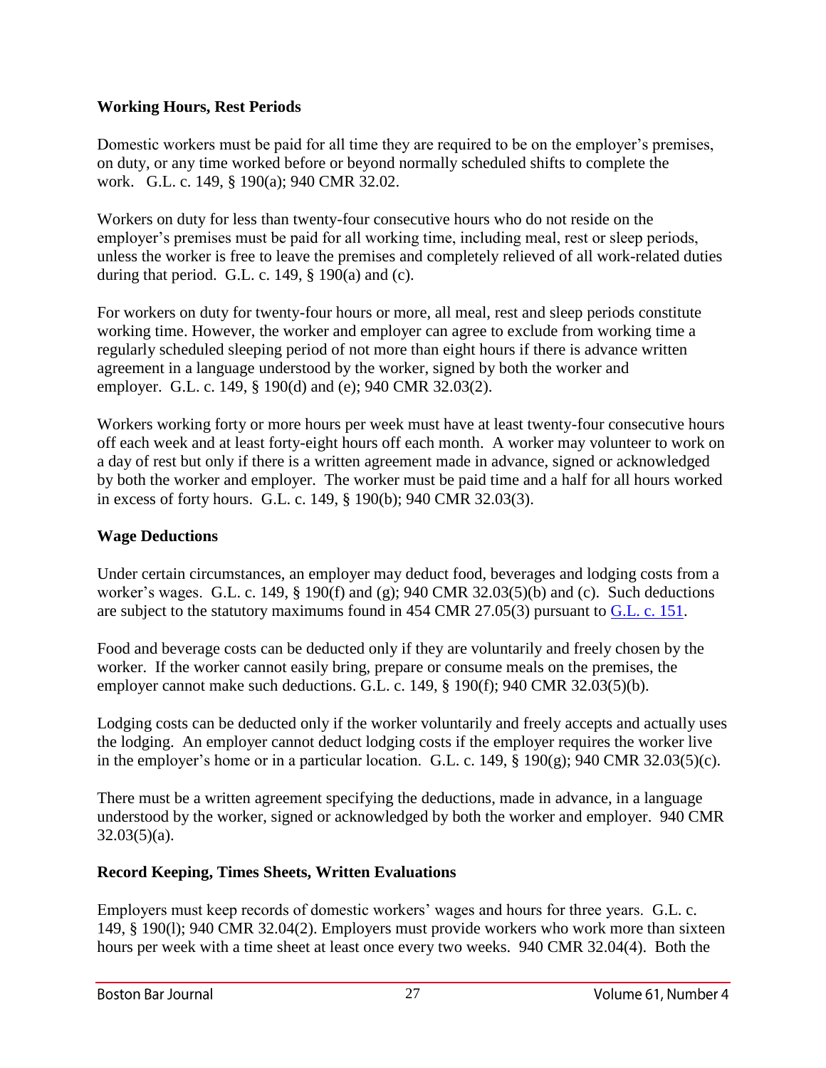**Working Hours, Rest Periods**

Domestic workers must be paid for all time they are required to be on the employer's premises, on duty, or any time worked before or beyond normally scheduled shifts to complete the work. G.L. c. 149, § 190(a); 940 CMR 32.02.

Workers on duty for less than twenty-four consecutive hours who do not reside on the employer's premises must be paid for all working time, including meal, rest or sleep periods, unless the worker is free to leave the premises and completely relieved of all work-related duties during that period. G.L. c. 149, § 190(a) and (c).

For workers on duty for twenty-four hours or more, all meal, rest and sleep periods constitute working time. However, the worker and employer can agree to exclude from working time a regularly scheduled sleeping period of not more than eight hours if there is advance written agreement in a language understood by the worker, signed by both the worker and employer. G.L. c. 149, § 190(d) and (e); 940 CMR 32.03(2).

Workers working forty or more hours per week must have at least twenty-four consecutive hours off each week and at least forty-eight hours off each month. A worker may volunteer to work on a day of rest but only if there is a written agreement made in advance, signed or acknowledged by both the worker and employer. The worker must be paid time and a half for all hours worked in excess of forty hours. G.L. c. 149, § 190(b); 940 CMR 32.03(3).

**Wage Deductions**

Under certain circumstances, an employer may deduct food, beverages and lodging costs from a worker's wages. G.L. c. 149, § 190(f) and (g); 940 CMR 32.03(5)(b) and (c). Such deductions are subject to the statutory maximums found in 454 CMR 27.05(3) pursuant to G.L. c. 151.

Food and beverage costs can be deducted only if they are voluntarily and freely chosen by the worker. If the worker cannot easily bring, prepare or consume meals on the premises, the employer cannot make such deductions. G.L. c. 149, § 190(f); 940 CMR 32.03(5)(b).

Lodging costs can be deducted only if the worker voluntarily and freely accepts and actually uses the lodging. An employer cannot deduct lodging costs if the employer requires the worker live in the employer's home or in a particular location. G.L. c. 149, § 190(g); 940 CMR 32.03(5)(c).

There must be a written agreement specifying the deductions, made in advance, in a language understood by the worker, signed or acknowledged by both the worker and employer. 940 CMR 32.03(5)(a).

**Record Keeping, Times Sheets, Written Evaluations**

Employers must keep records of domestic workers' wages and hours for three years. G.L. c. 149, § 190(l); 940 CMR 32.04(2). Employers must provide workers who work more than sixteen hours per week with a time sheet at least once every two weeks. 940 CMR 32.04(4). Both the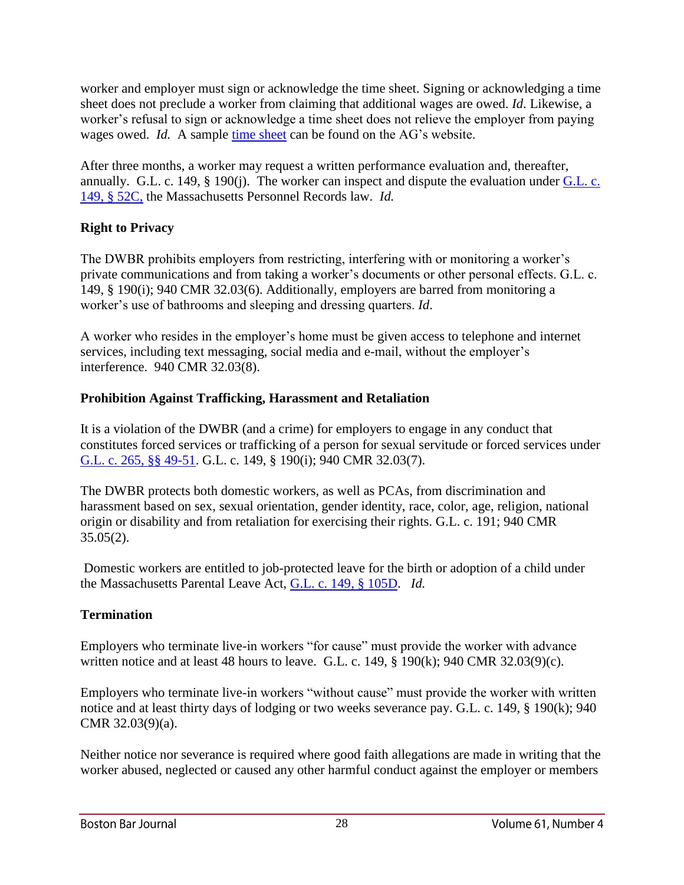worker and employer must sign or acknowledge the time sheet. Signing or acknowledging a time sheet does not preclude a worker from claiming that additional wages are owed. *Id*. Likewise, a worker's refusal to sign or acknowledge a time sheet does not relieve the employer from paying wages owed. *Id.* A sample [time sheet](#) can be found on the AG's website.

After three months, a worker may request a written performance evaluation and, thereafter, annually. G.L. c. 149, § 190(j). The worker can inspect and dispute the evaluation under [G.L. c. 149, § 52C,](#) the Massachusetts Personnel Records law. *Id.*

**Right to Privacy**

The DWBR prohibits employers from restricting, interfering with or monitoring a worker's private communications and from taking a worker's documents or other personal effects. G.L. c. 149, § 190(i); 940 CMR 32.03(6). Additionally, employers are barred from monitoring a worker's use of bathrooms and sleeping and dressing quarters. *Id*.

A worker who resides in the employer's home must be given access to telephone and internet services, including text messaging, social media and e-mail, without the employer's interference. 940 CMR 32.03(8).

**Prohibition Against Trafficking, Harassment and Retaliation**

It is a violation of the DWBR (and a crime) for employers to engage in any conduct that constitutes forced services or trafficking of a person for sexual servitude or forced services under [G.L. c. 265, §§ 49-51](#). G.L. c. 149, § 190(i); 940 CMR 32.03(7).

The DWBR protects both domestic workers, as well as PCAs, from discrimination and harassment based on sex, sexual orientation, gender identity, race, color, age, religion, national origin or disability and from retaliation for exercising their rights. G.L. c. 191; 940 CMR 35.05(2).

Domestic workers are entitled to job-protected leave for the birth or adoption of a child under the Massachusetts Parental Leave Act, [G.L. c. 149, § 105D](#). *Id.*

**Termination**

Employers who terminate live-in workers "for cause" must provide the worker with advance written notice and at least 48 hours to leave. G.L. c. 149, § 190(k); 940 CMR 32.03(9)(c).

Employers who terminate live-in workers "without cause" must provide the worker with written notice and at least thirty days of lodging or two weeks severance pay. G.L. c. 149, § 190(k); 940 CMR 32.03(9)(a).

Neither notice nor severance is required where good faith allegations are made in writing that the worker abused, neglected or caused any other harmful conduct against the employer or members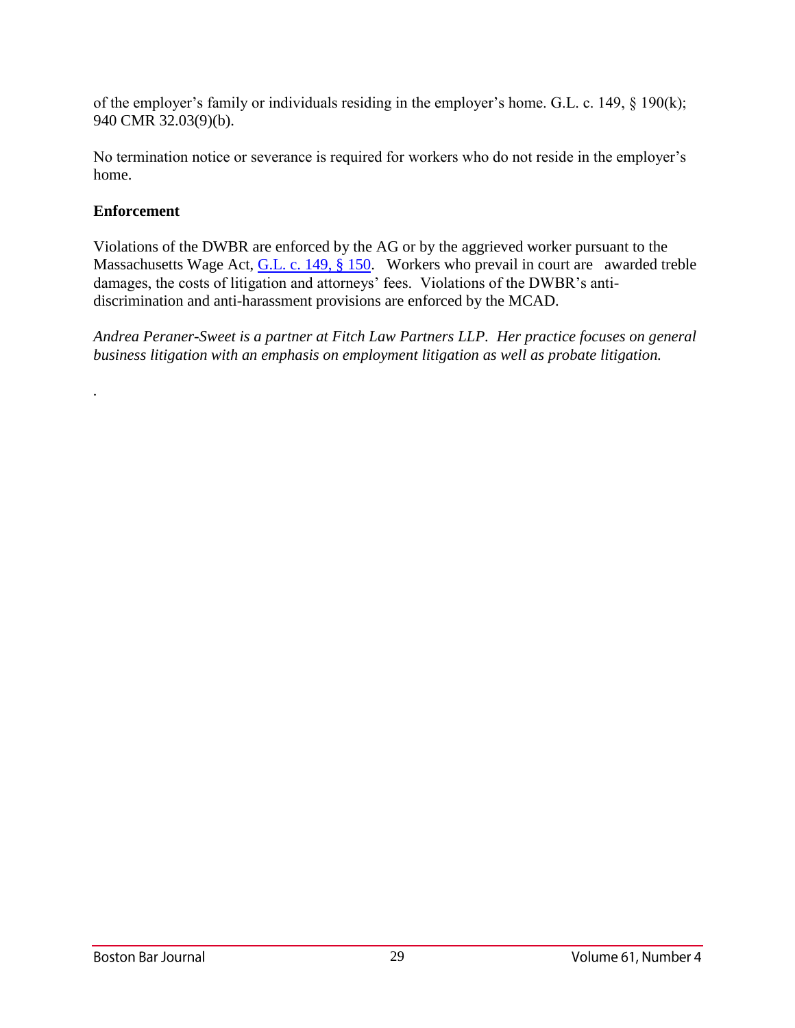of the employer's family or individuals residing in the employer's home. G.L. c. 149, § 190(k); 940 CMR 32.03(9)(b).

No termination notice or severance is required for workers who do not reside in the employer's home.

**Enforcement**

Violations of the DWBR are enforced by the AG or by the aggrieved worker pursuant to the Massachusetts Wage Act, [G.L. c. 149, § 150](). Workers who prevail in court are awarded treble damages, the costs of litigation and attorneys' fees. Violations of the DWBR's anti-discrimination and anti-harassment provisions are enforced by the MCAD.

*Andrea Peraner-Sweet is a partner at Fitch Law Partners LLP. Her practice focuses on general business litigation with an emphasis on employment litigation as well as probate litigation.*

.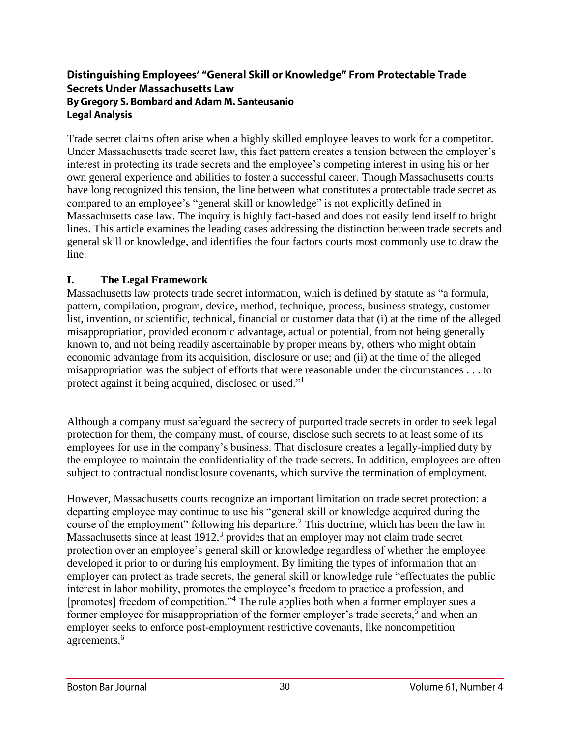## Distinguishing Employees' "General Skill or Knowledge" From Protectable Trade Secrets Under Massachusetts Law

**By Gregory S. Bombard and Adam M. Santeusanio**

**Legal Analysis**

Trade secret claims often arise when a highly skilled employee leaves to work for a competitor. Under Massachusetts trade secret law, this fact pattern creates a tension between the employer's interest in protecting its trade secrets and the employee's competing interest in using his or her own general experience and abilities to foster a successful career. Though Massachusetts courts have long recognized this tension, the line between what constitutes a protectable trade secret as compared to an employee's "general skill or knowledge" is not explicitly defined in Massachusetts case law. The inquiry is highly fact-based and does not easily lend itself to bright lines. This article examines the leading cases addressing the distinction between trade secrets and general skill or knowledge, and identifies the four factors courts most commonly use to draw the line.

### I. The Legal Framework

Massachusetts law protects trade secret information, which is defined by statute as "a formula, pattern, compilation, program, device, method, technique, process, business strategy, customer list, invention, or scientific, technical, financial or customer data that (i) at the time of the alleged misappropriation, provided economic advantage, actual or potential, from not being generally known to, and not being readily ascertainable by proper means by, others who might obtain economic advantage from its acquisition, disclosure or use; and (ii) at the time of the alleged misappropriation was the subject of efforts that were reasonable under the circumstances . . . to protect against it being acquired, disclosed or used."[1]

Although a company must safeguard the secrecy of purported trade secrets in order to seek legal protection for them, the company must, of course, disclose such secrets to at least some of its employees for use in the company's business. That disclosure creates a legally-implied duty by the employee to maintain the confidentiality of the trade secrets. In addition, employees are often subject to contractual nondisclosure covenants, which survive the termination of employment.

However, Massachusetts courts recognize an important limitation on trade secret protection: a departing employee may continue to use his "general skill or knowledge acquired during the course of the employment" following his departure.[2] This doctrine, which has been the law in Massachusetts since at least 1912,[3] provides that an employer may not claim trade secret protection over an employee's general skill or knowledge regardless of whether the employee developed it prior to or during his employment. By limiting the types of information that an employer can protect as trade secrets, the general skill or knowledge rule "effectuates the public interest in labor mobility, promotes the employee's freedom to practice a profession, and [promotes] freedom of competition."[4] The rule applies both when a former employer sues a former employee for misappropriation of the former employer's trade secrets,[5] and when an employer seeks to enforce post-employment restrictive covenants, like noncompetition agreements.[6]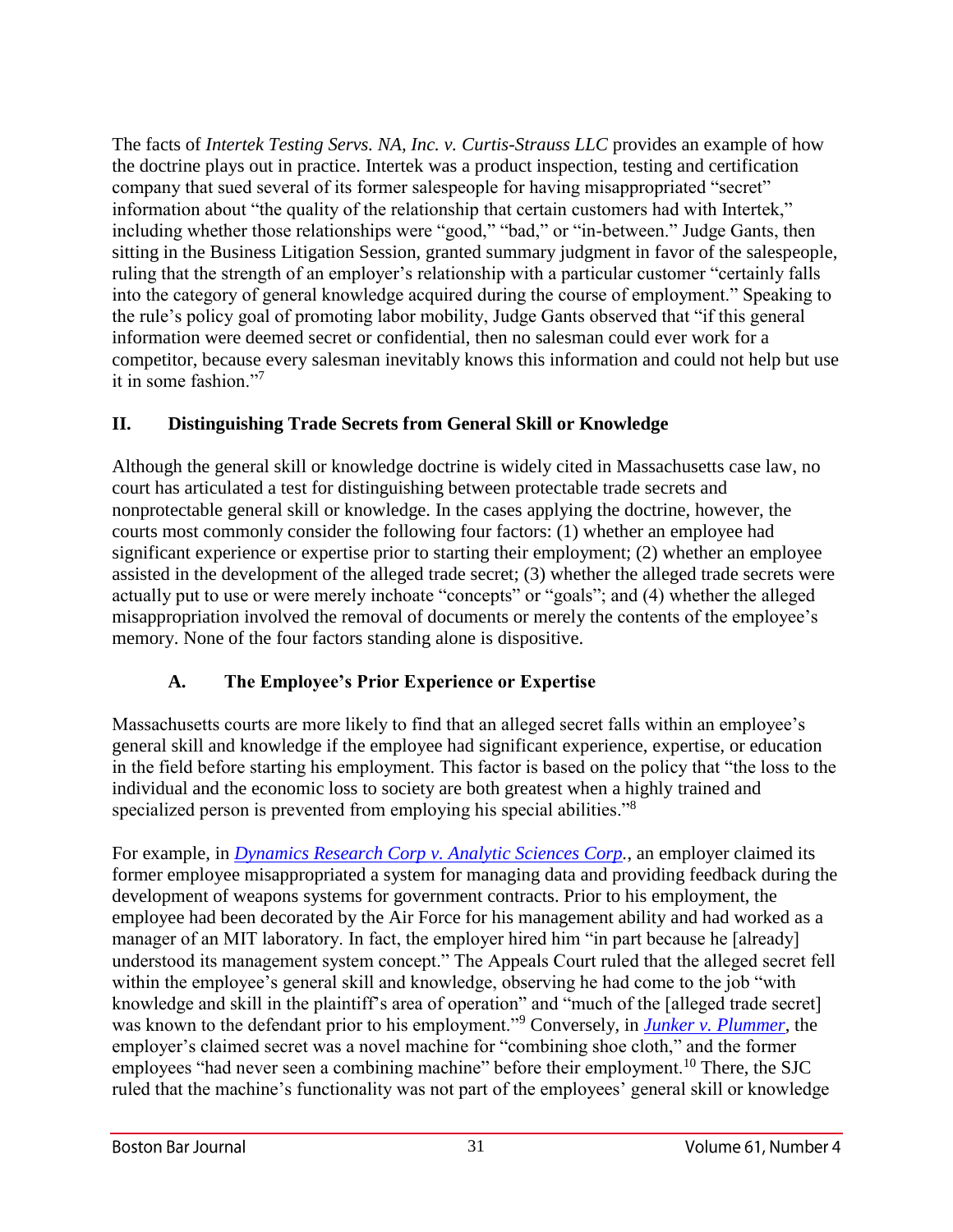The facts of *Intertek Testing Servs. NA, Inc. v. Curtis-Strauss LLC* provides an example of how the doctrine plays out in practice. Intertek was a product inspection, testing and certification company that sued several of its former salespeople for having misappropriated "secret" information about "the quality of the relationship that certain customers had with Intertek," including whether those relationships were "good," "bad," or "in-between." Judge Gants, then sitting in the Business Litigation Session, granted summary judgment in favor of the salespeople, ruling that the strength of an employer's relationship with a particular customer "certainly falls into the category of general knowledge acquired during the course of employment." Speaking to the rule's policy goal of promoting labor mobility, Judge Gants observed that "if this general information were deemed secret or confidential, then no salesman could ever work for a competitor, because every salesman inevitably knows this information and could not help but use it in some fashion."[7]

## II. Distinguishing Trade Secrets from General Skill or Knowledge

Although the general skill or knowledge doctrine is widely cited in Massachusetts case law, no court has articulated a test for distinguishing between protectable trade secrets and nonprotectable general skill or knowledge. In the cases applying the doctrine, however, the courts most commonly consider the following four factors: (1) whether an employee had significant experience or expertise prior to starting their employment; (2) whether an employee assisted in the development of the alleged trade secret; (3) whether the alleged trade secrets were actually put to use or were merely inchoate "concepts" or "goals"; and (4) whether the alleged misappropriation involved the removal of documents or merely the contents of the employee's memory. None of the four factors standing alone is dispositive.

### A. The Employee's Prior Experience or Expertise

Massachusetts courts are more likely to find that an alleged secret falls within an employee's general skill and knowledge if the employee had significant experience, expertise, or education in the field before starting his employment. This factor is based on the policy that "the loss to the individual and the economic loss to society are both greatest when a highly trained and specialized person is prevented from employing his special abilities."[8]

For example, in *Dynamics Research Corp v. Analytic Sciences Corp.*, an employer claimed its former employee misappropriated a system for managing data and providing feedback during the development of weapons systems for government contracts. Prior to his employment, the employee had been decorated by the Air Force for his management ability and had worked as a manager of an MIT laboratory. In fact, the employer hired him "in part because he [already] understood its management system concept." The Appeals Court ruled that the alleged secret fell within the employee's general skill and knowledge, observing he had come to the job "with knowledge and skill in the plaintiff's area of operation" and "much of the [alleged trade secret] was known to the defendant prior to his employment."[9] Conversely, in *Junker v. Plummer*, the employer's claimed secret was a novel machine for "combining shoe cloth," and the former employees "had never seen a combining machine" before their employment.[10] There, the SJC ruled that the machine's functionality was not part of the employees' general skill or knowledge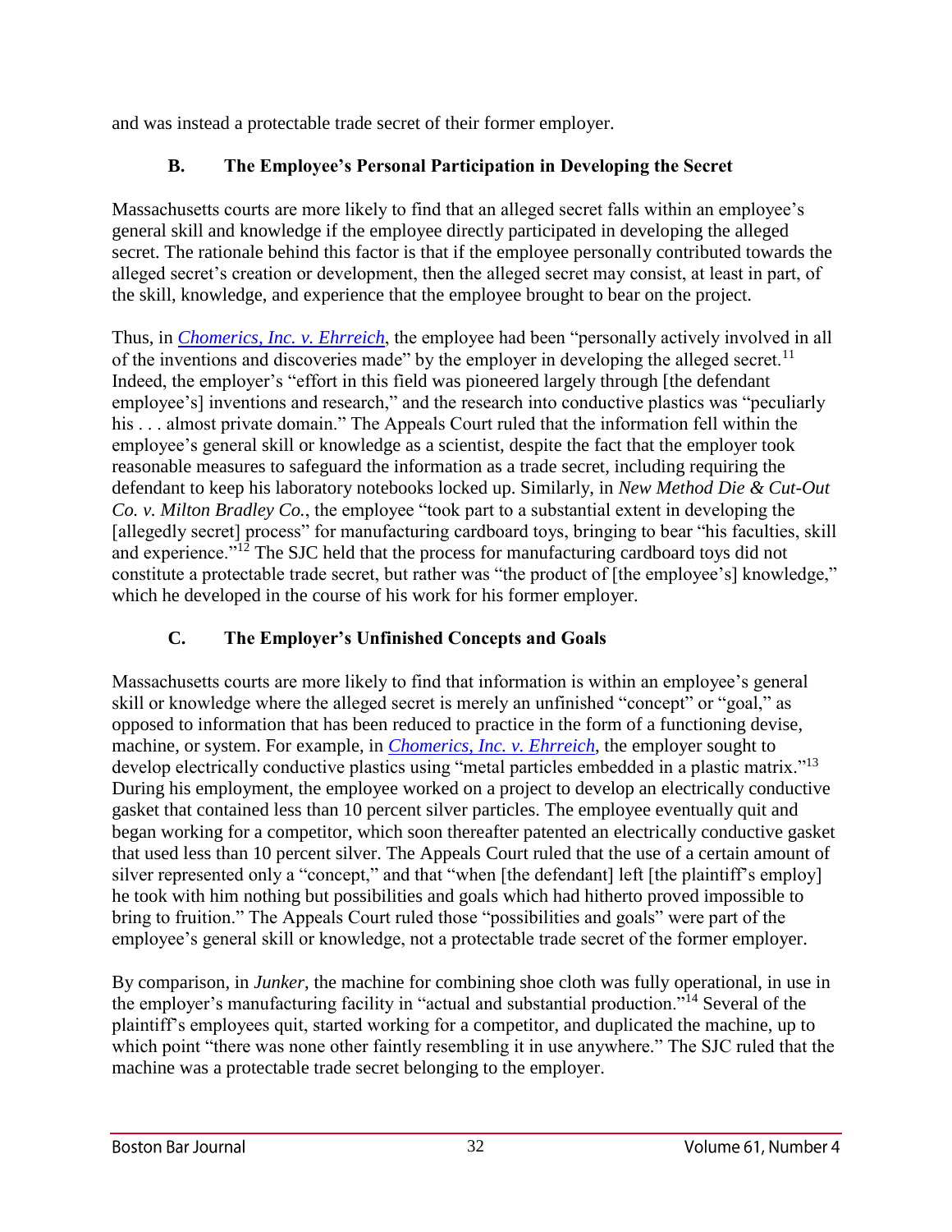and was instead a protectable trade secret of their former employer.

### B. The Employee's Personal Participation in Developing the Secret

Massachusetts courts are more likely to find that an alleged secret falls within an employee's general skill and knowledge if the employee directly participated in developing the alleged secret. The rationale behind this factor is that if the employee personally contributed towards the alleged secret's creation or development, then the alleged secret may consist, at least in part, of the skill, knowledge, and experience that the employee brought to bear on the project.

Thus, in *Chomerics, Inc. v. Ehrreich*, the employee had been "personally actively involved in all of the inventions and discoveries made" by the employer in developing the alleged secret.[11] Indeed, the employer's "effort in this field was pioneered largely through [the defendant employee's] inventions and research," and the research into conductive plastics was "peculiarly his . . . almost private domain." The Appeals Court ruled that the information fell within the employee's general skill or knowledge as a scientist, despite the fact that the employer took reasonable measures to safeguard the information as a trade secret, including requiring the defendant to keep his laboratory notebooks locked up. Similarly, in *New Method Die & Cut-Out Co. v. Milton Bradley Co.*, the employee "took part to a substantial extent in developing the [allegedly secret] process" for manufacturing cardboard toys, bringing to bear "his faculties, skill and experience."[12] The SJC held that the process for manufacturing cardboard toys did not constitute a protectable trade secret, but rather was "the product of [the employee's] knowledge," which he developed in the course of his work for his former employer.

### C. The Employer's Unfinished Concepts and Goals

Massachusetts courts are more likely to find that information is within an employee's general skill or knowledge where the alleged secret is merely an unfinished "concept" or "goal," as opposed to information that has been reduced to practice in the form of a functioning devise, machine, or system. For example, in *Chomerics, Inc. v. Ehrreich*, the employer sought to develop electrically conductive plastics using "metal particles embedded in a plastic matrix."[13] During his employment, the employee worked on a project to develop an electrically conductive gasket that contained less than 10 percent silver particles. The employee eventually quit and began working for a competitor, which soon thereafter patented an electrically conductive gasket that used less than 10 percent silver. The Appeals Court ruled that the use of a certain amount of silver represented only a "concept," and that "when [the defendant] left [the plaintiff's employ] he took with him nothing but possibilities and goals which had hitherto proved impossible to bring to fruition." The Appeals Court ruled those "possibilities and goals" were part of the employee's general skill or knowledge, not a protectable trade secret of the former employer.

By comparison, in *Junker*, the machine for combining shoe cloth was fully operational, in use in the employer's manufacturing facility in "actual and substantial production."[14] Several of the plaintiff's employees quit, started working for a competitor, and duplicated the machine, up to which point "there was none other faintly resembling it in use anywhere." The SJC ruled that the machine was a protectable trade secret belonging to the employer.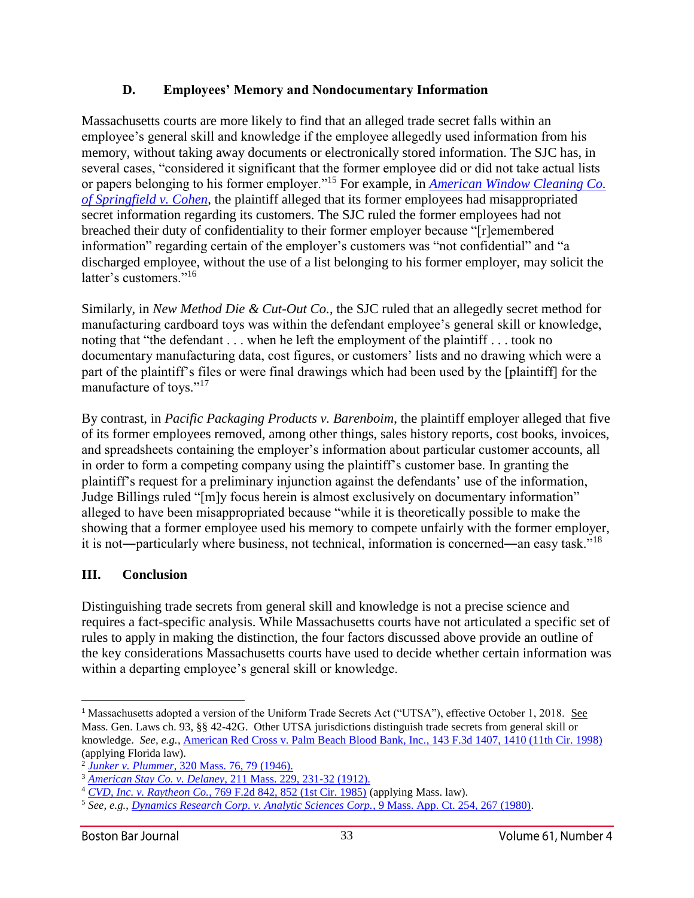### D. Employees' Memory and Nondocumentary Information

Massachusetts courts are more likely to find that an alleged trade secret falls within an employee's general skill and knowledge if the employee allegedly used information from his memory, without taking away documents or electronically stored information. The SJC has, in several cases, "considered it significant that the former employee did or did not take actual lists or papers belonging to his former employer."[15] For example, in *American Window Cleaning Co. of Springfield v. Cohen*, the plaintiff alleged that its former employees had misappropriated secret information regarding its customers. The SJC ruled the former employees had not breached their duty of confidentiality to their former employer because "[r]emembered information" regarding certain of the employer's customers was "not confidential" and "a discharged employee, without the use of a list belonging to his former employer, may solicit the latter's customers."[16]

Similarly, in *New Method Die & Cut-Out Co.*, the SJC ruled that an allegedly secret method for manufacturing cardboard toys was within the defendant employee's general skill or knowledge, noting that "the defendant . . . when he left the employment of the plaintiff . . . took no documentary manufacturing data, cost figures, or customers' lists and no drawing which were a part of the plaintiff's files or were final drawings which had been used by the [plaintiff] for the manufacture of toys."[17]

By contrast, in *Pacific Packaging Products v. Barenboim*, the plaintiff employer alleged that five of its former employees removed, among other things, sales history reports, cost books, invoices, and spreadsheets containing the employer's information about particular customer accounts, all in order to form a competing company using the plaintiff's customer base. In granting the plaintiff's request for a preliminary injunction against the defendants' use of the information, Judge Billings ruled "[m]y focus herein is almost exclusively on documentary information" alleged to have been misappropriated because "while it is theoretically possible to make the showing that a former employee used his memory to compete unfairly with the former employer, it is not―particularly where business, not technical, information is concerned―an easy task."[18]

## III. Conclusion

Distinguishing trade secrets from general skill and knowledge is not a precise science and requires a fact-specific analysis. While Massachusetts courts have not articulated a specific set of rules to apply in making the distinction, the four factors discussed above provide an outline of the key considerations Massachusetts courts have used to decide whether certain information was within a departing employee's general skill or knowledge.

---

[1] Massachusetts adopted a version of the Uniform Trade Secrets Act ("UTSA"), effective October 1, 2018. See Mass. Gen. Laws ch. 93, §§ 42-42G. Other UTSA jurisdictions distinguish trade secrets from general skill or knowledge. *See, e.g.*, American Red Cross v. Palm Beach Blood Bank, Inc., 143 F.3d 1407, 1410 (11th Cir. 1998) (applying Florida law).

[2] *Junker v. Plummer*, 320 Mass. 76, 79 (1946).

[3] *American Stay Co. v. Delaney*, 211 Mass. 229, 231-32 (1912).

[4] *CVD, Inc. v. Raytheon Co.*, 769 F.2d 842, 852 (1st Cir. 1985) (applying Mass. law).

[5] *See, e.g.*, *Dynamics Research Corp. v. Analytic Sciences Corp.*, 9 Mass. App. Ct. 254, 267 (1980).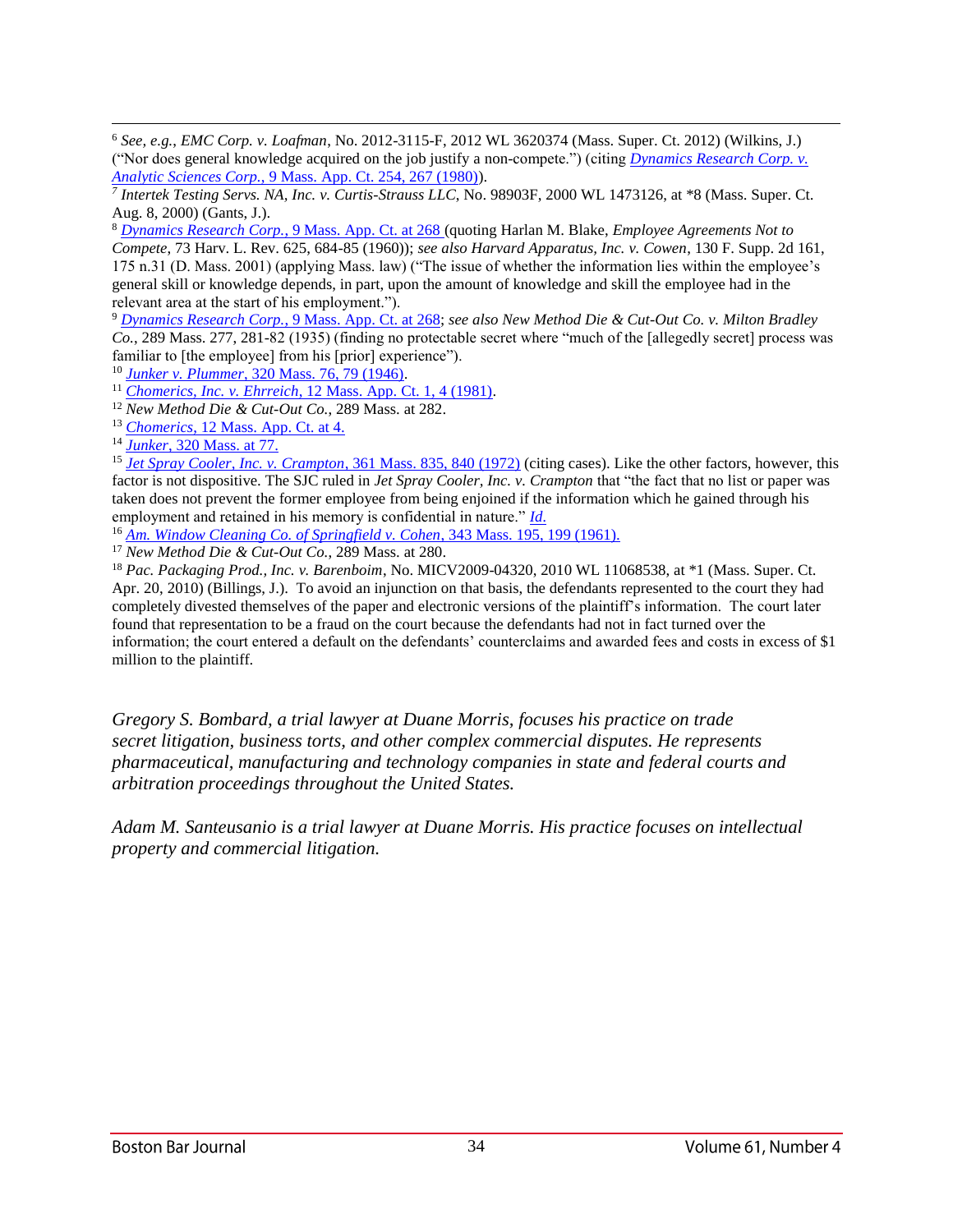[6] *See, e.g.*, *EMC Corp. v. Loafman*, No. 2012-3115-F, 2012 WL 3620374 (Mass. Super. Ct. 2012) (Wilkins, J.) ("Nor does general knowledge acquired on the job justify a non-compete.") (citing *Dynamics Research Corp. v. Analytic Sciences Corp.*, 9 Mass. App. Ct. 254, 267 (1980)).

[7] *Intertek Testing Servs. NA, Inc. v. Curtis-Strauss LLC*, No. 98903F, 2000 WL 1473126, at *8 (Mass. Super. Ct. Aug. 8, 2000) (Gants, J.).

[8] *Dynamics Research Corp.*, 9 Mass. App. Ct. at 268 (quoting Harlan M. Blake, *Employee Agreements Not to Compete*, 73 Harv. L. Rev. 625, 684-85 (1960)); *see also Harvard Apparatus, Inc. v. Cowen*, 130 F. Supp. 2d 161, 175 n.31 (D. Mass. 2001) (applying Mass. law) ("The issue of whether the information lies within the employee's general skill or knowledge depends, in part, upon the amount of knowledge and skill the employee had in the relevant area at the start of his employment.").

[9] *Dynamics Research Corp.*, 9 Mass. App. Ct. at 268; *see also New Method Die & Cut-Out Co. v. Milton Bradley Co.*, 289 Mass. 277, 281-82 (1935) (finding no protectable secret where "much of the [allegedly secret] process was familiar to [the employee] from his [prior] experience").

[10] *Junker v. Plummer*, 320 Mass. 76, 79 (1946).

[11] *Chomerics, Inc. v. Ehrreich*, 12 Mass. App. Ct. 1, 4 (1981).

[12] *New Method Die & Cut-Out Co.*, 289 Mass. at 282.

[13] *Chomerics*, 12 Mass. App. Ct. at 4.

[14] *Junker*, 320 Mass. at 77.

[15] *Jet Spray Cooler, Inc. v. Crampton*, 361 Mass. 835, 840 (1972) (citing cases). Like the other factors, however, this factor is not dispositive. The SJC ruled in *Jet Spray Cooler, Inc. v. Crampton* that "the fact that no list or paper was taken does not prevent the former employee from being enjoined if the information which he gained through his employment and retained in his memory is confidential in nature." *Id.*

[16] *Am. Window Cleaning Co. of Springfield v. Cohen*, 343 Mass. 195, 199 (1961).

[17] *New Method Die & Cut-Out Co.*, 289 Mass. at 280.

[18] *Pac. Packaging Prod., Inc. v. Barenboim*, No. MICV2009-04320, 2010 WL 11068538, at *1 (Mass. Super. Ct. Apr. 20, 2010) (Billings, J.). To avoid an injunction on that basis, the defendants represented to the court they had completely divested themselves of the paper and electronic versions of the plaintiff's information. The court later found that representation to be a fraud on the court because the defendants had not in fact turned over the information; the court entered a default on the defendants' counterclaims and awarded fees and costs in excess of $1 million to the plaintiff.

*Gregory S. Bombard, a trial lawyer at Duane Morris, focuses his practice on trade secret litigation, business torts, and other complex commercial disputes. He represents pharmaceutical, manufacturing and technology companies in state and federal courts and arbitration proceedings throughout the United States.*

*Adam M. Santeusanio is a trial lawyer at Duane Morris. His practice focuses on intellectual property and commercial litigation.*